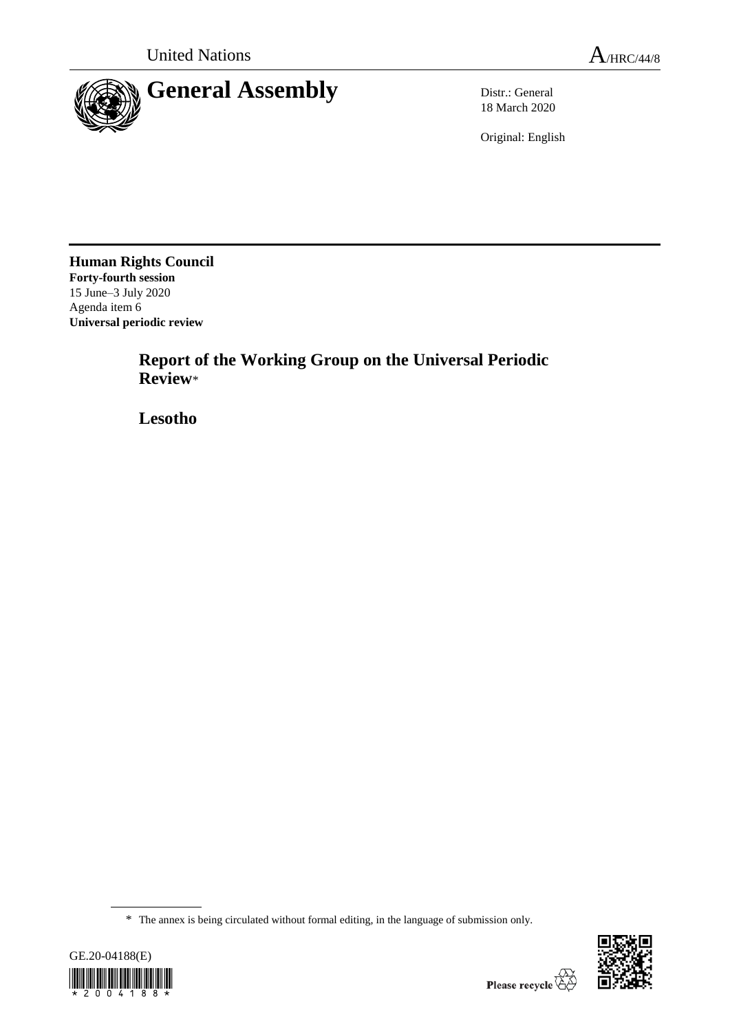United Nations

A/HRC/44/8

# General Assembly

Distr.: General
18 March 2020

Original: English

**Human Rights Council**
**Forty-fourth session**
15 June–3 July 2020
Agenda item 6
**Universal periodic review**

## Report of the Working Group on the Universal Periodic Review*

## Lesotho

\* The annex is being circulated without formal editing, in the language of submission only.

GE.20-04188(E)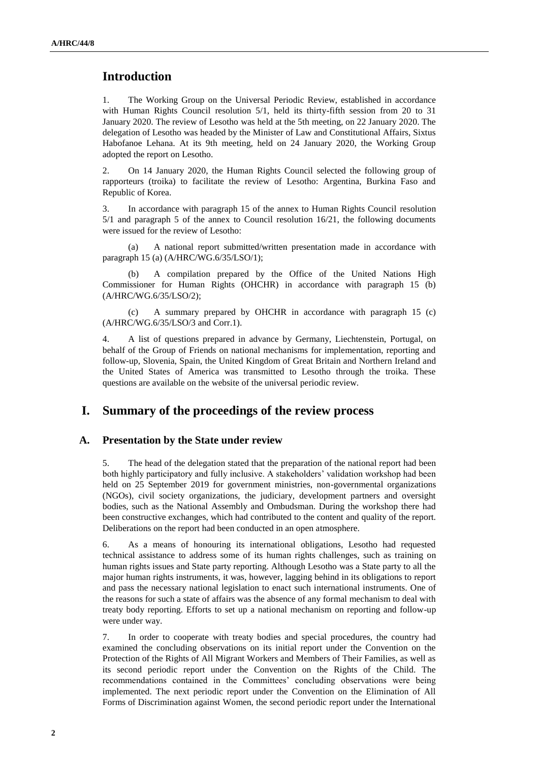# Introduction

1. The Working Group on the Universal Periodic Review, established in accordance with Human Rights Council resolution 5/1, held its thirty-fifth session from 20 to 31 January 2020. The review of Lesotho was held at the 5th meeting, on 22 January 2020. The delegation of Lesotho was headed by the Minister of Law and Constitutional Affairs, Sixtus Habofanoe Lehana. At its 9th meeting, held on 24 January 2020, the Working Group adopted the report on Lesotho.

2. On 14 January 2020, the Human Rights Council selected the following group of rapporteurs (troika) to facilitate the review of Lesotho: Argentina, Burkina Faso and Republic of Korea.

3. In accordance with paragraph 15 of the annex to Human Rights Council resolution 5/1 and paragraph 5 of the annex to Council resolution 16/21, the following documents were issued for the review of Lesotho:

(a) A national report submitted/written presentation made in accordance with paragraph 15 (a) (A/HRC/WG.6/35/LSO/1);

(b) A compilation prepared by the Office of the United Nations High Commissioner for Human Rights (OHCHR) in accordance with paragraph 15 (b) (A/HRC/WG.6/35/LSO/2);

(c) A summary prepared by OHCHR in accordance with paragraph 15 (c) (A/HRC/WG.6/35/LSO/3 and Corr.1).

4. A list of questions prepared in advance by Germany, Liechtenstein, Portugal, on behalf of the Group of Friends on national mechanisms for implementation, reporting and follow-up, Slovenia, Spain, the United Kingdom of Great Britain and Northern Ireland and the United States of America was transmitted to Lesotho through the troika. These questions are available on the website of the universal periodic review.

# I. Summary of the proceedings of the review process

## A. Presentation by the State under review

5. The head of the delegation stated that the preparation of the national report had been both highly participatory and fully inclusive. A stakeholders' validation workshop had been held on 25 September 2019 for government ministries, non-governmental organizations (NGOs), civil society organizations, the judiciary, development partners and oversight bodies, such as the National Assembly and Ombudsman. During the workshop there had been constructive exchanges, which had contributed to the content and quality of the report. Deliberations on the report had been conducted in an open atmosphere.

6. As a means of honouring its international obligations, Lesotho had requested technical assistance to address some of its human rights challenges, such as training on human rights issues and State party reporting. Although Lesotho was a State party to all the major human rights instruments, it was, however, lagging behind in its obligations to report and pass the necessary national legislation to enact such international instruments. One of the reasons for such a state of affairs was the absence of any formal mechanism to deal with treaty body reporting. Efforts to set up a national mechanism on reporting and follow-up were under way.

7. In order to cooperate with treaty bodies and special procedures, the country had examined the concluding observations on its initial report under the Convention on the Protection of the Rights of All Migrant Workers and Members of Their Families, as well as its second periodic report under the Convention on the Rights of the Child. The recommendations contained in the Committees' concluding observations were being implemented. The next periodic report under the Convention on the Elimination of All Forms of Discrimination against Women, the second periodic report under the International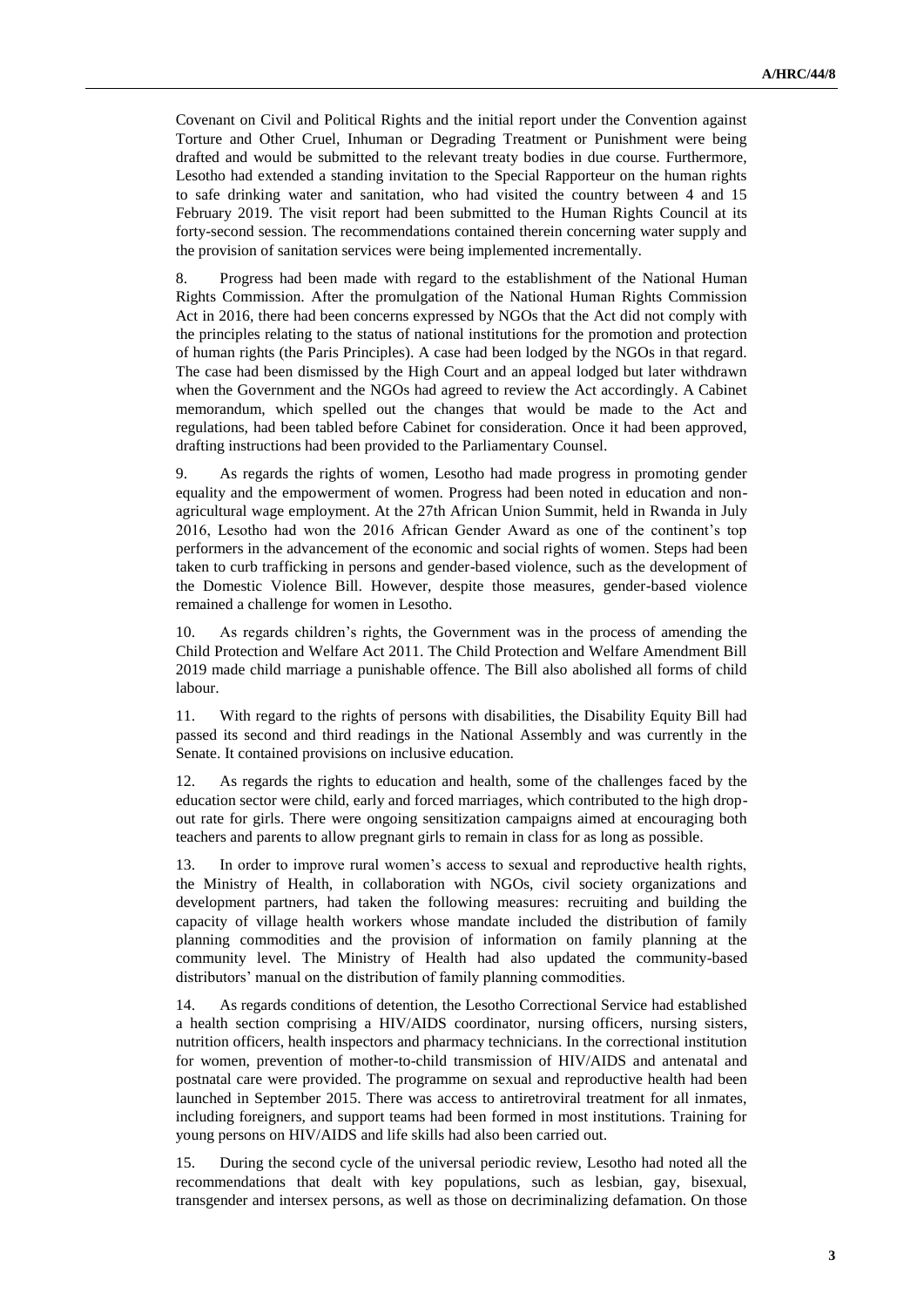Covenant on Civil and Political Rights and the initial report under the Convention against Torture and Other Cruel, Inhuman or Degrading Treatment or Punishment were being drafted and would be submitted to the relevant treaty bodies in due course. Furthermore, Lesotho had extended a standing invitation to the Special Rapporteur on the human rights to safe drinking water and sanitation, who had visited the country between 4 and 15 February 2019. The visit report had been submitted to the Human Rights Council at its forty-second session. The recommendations contained therein concerning water supply and the provision of sanitation services were being implemented incrementally.

8. Progress had been made with regard to the establishment of the National Human Rights Commission. After the promulgation of the National Human Rights Commission Act in 2016, there had been concerns expressed by NGOs that the Act did not comply with the principles relating to the status of national institutions for the promotion and protection of human rights (the Paris Principles). A case had been lodged by the NGOs in that regard. The case had been dismissed by the High Court and an appeal lodged but later withdrawn when the Government and the NGOs had agreed to review the Act accordingly. A Cabinet memorandum, which spelled out the changes that would be made to the Act and regulations, had been tabled before Cabinet for consideration. Once it had been approved, drafting instructions had been provided to the Parliamentary Counsel.

9. As regards the rights of women, Lesotho had made progress in promoting gender equality and the empowerment of women. Progress had been noted in education and non-agricultural wage employment. At the 27th African Union Summit, held in Rwanda in July 2016, Lesotho had won the 2016 African Gender Award as one of the continent's top performers in the advancement of the economic and social rights of women. Steps had been taken to curb trafficking in persons and gender-based violence, such as the development of the Domestic Violence Bill. However, despite those measures, gender-based violence remained a challenge for women in Lesotho.

10. As regards children's rights, the Government was in the process of amending the Child Protection and Welfare Act 2011. The Child Protection and Welfare Amendment Bill 2019 made child marriage a punishable offence. The Bill also abolished all forms of child labour.

11. With regard to the rights of persons with disabilities, the Disability Equity Bill had passed its second and third readings in the National Assembly and was currently in the Senate. It contained provisions on inclusive education.

12. As regards the rights to education and health, some of the challenges faced by the education sector were child, early and forced marriages, which contributed to the high drop-out rate for girls. There were ongoing sensitization campaigns aimed at encouraging both teachers and parents to allow pregnant girls to remain in class for as long as possible.

13. In order to improve rural women's access to sexual and reproductive health rights, the Ministry of Health, in collaboration with NGOs, civil society organizations and development partners, had taken the following measures: recruiting and building the capacity of village health workers whose mandate included the distribution of family planning commodities and the provision of information on family planning at the community level. The Ministry of Health had also updated the community-based distributors' manual on the distribution of family planning commodities.

14. As regards conditions of detention, the Lesotho Correctional Service had established a health section comprising a HIV/AIDS coordinator, nursing officers, nursing sisters, nutrition officers, health inspectors and pharmacy technicians. In the correctional institution for women, prevention of mother-to-child transmission of HIV/AIDS and antenatal and postnatal care were provided. The programme on sexual and reproductive health had been launched in September 2015. There was access to antiretroviral treatment for all inmates, including foreigners, and support teams had been formed in most institutions. Training for young persons on HIV/AIDS and life skills had also been carried out.

15. During the second cycle of the universal periodic review, Lesotho had noted all the recommendations that dealt with key populations, such as lesbian, gay, bisexual, transgender and intersex persons, as well as those on decriminalizing defamation. On those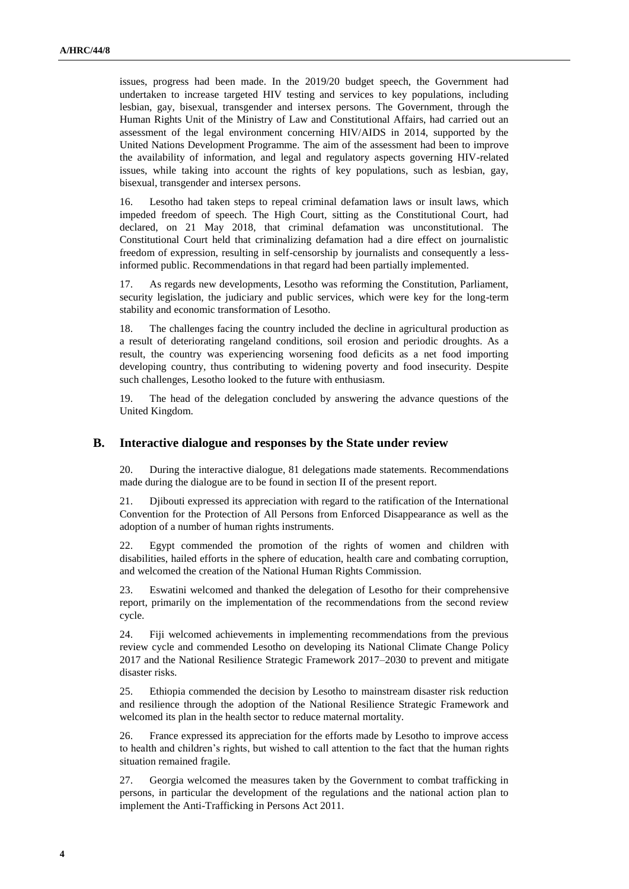issues, progress had been made. In the 2019/20 budget speech, the Government had undertaken to increase targeted HIV testing and services to key populations, including lesbian, gay, bisexual, transgender and intersex persons. The Government, through the Human Rights Unit of the Ministry of Law and Constitutional Affairs, had carried out an assessment of the legal environment concerning HIV/AIDS in 2014, supported by the United Nations Development Programme. The aim of the assessment had been to improve the availability of information, and legal and regulatory aspects governing HIV-related issues, while taking into account the rights of key populations, such as lesbian, gay, bisexual, transgender and intersex persons.

16. Lesotho had taken steps to repeal criminal defamation laws or insult laws, which impeded freedom of speech. The High Court, sitting as the Constitutional Court, had declared, on 21 May 2018, that criminal defamation was unconstitutional. The Constitutional Court held that criminalizing defamation had a dire effect on journalistic freedom of expression, resulting in self-censorship by journalists and consequently a less-informed public. Recommendations in that regard had been partially implemented.

17. As regards new developments, Lesotho was reforming the Constitution, Parliament, security legislation, the judiciary and public services, which were key for the long-term stability and economic transformation of Lesotho.

18. The challenges facing the country included the decline in agricultural production as a result of deteriorating rangeland conditions, soil erosion and periodic droughts. As a result, the country was experiencing worsening food deficits as a net food importing developing country, thus contributing to widening poverty and food insecurity. Despite such challenges, Lesotho looked to the future with enthusiasm.

19. The head of the delegation concluded by answering the advance questions of the United Kingdom.

## B. Interactive dialogue and responses by the State under review

20. During the interactive dialogue, 81 delegations made statements. Recommendations made during the dialogue are to be found in section II of the present report.

21. Djibouti expressed its appreciation with regard to the ratification of the International Convention for the Protection of All Persons from Enforced Disappearance as well as the adoption of a number of human rights instruments.

22. Egypt commended the promotion of the rights of women and children with disabilities, hailed efforts in the sphere of education, health care and combating corruption, and welcomed the creation of the National Human Rights Commission.

23. Eswatini welcomed and thanked the delegation of Lesotho for their comprehensive report, primarily on the implementation of the recommendations from the second review cycle.

24. Fiji welcomed achievements in implementing recommendations from the previous review cycle and commended Lesotho on developing its National Climate Change Policy 2017 and the National Resilience Strategic Framework 2017–2030 to prevent and mitigate disaster risks.

25. Ethiopia commended the decision by Lesotho to mainstream disaster risk reduction and resilience through the adoption of the National Resilience Strategic Framework and welcomed its plan in the health sector to reduce maternal mortality.

26. France expressed its appreciation for the efforts made by Lesotho to improve access to health and children's rights, but wished to call attention to the fact that the human rights situation remained fragile.

27. Georgia welcomed the measures taken by the Government to combat trafficking in persons, in particular the development of the regulations and the national action plan to implement the Anti-Trafficking in Persons Act 2011.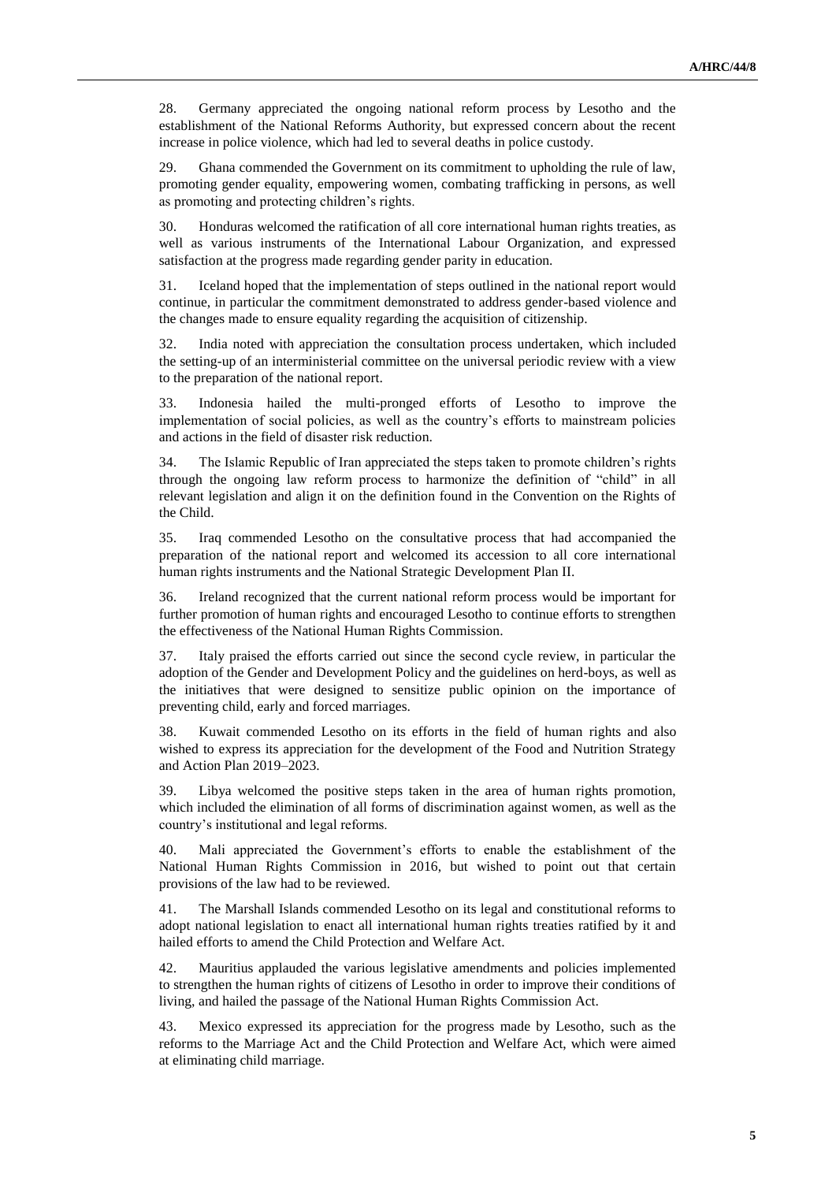28. Germany appreciated the ongoing national reform process by Lesotho and the establishment of the National Reforms Authority, but expressed concern about the recent increase in police violence, which had led to several deaths in police custody.

29. Ghana commended the Government on its commitment to upholding the rule of law, promoting gender equality, empowering women, combating trafficking in persons, as well as promoting and protecting children's rights.

30. Honduras welcomed the ratification of all core international human rights treaties, as well as various instruments of the International Labour Organization, and expressed satisfaction at the progress made regarding gender parity in education.

31. Iceland hoped that the implementation of steps outlined in the national report would continue, in particular the commitment demonstrated to address gender-based violence and the changes made to ensure equality regarding the acquisition of citizenship.

32. India noted with appreciation the consultation process undertaken, which included the setting-up of an interministerial committee on the universal periodic review with a view to the preparation of the national report.

33. Indonesia hailed the multi-pronged efforts of Lesotho to improve the implementation of social policies, as well as the country's efforts to mainstream policies and actions in the field of disaster risk reduction.

34. The Islamic Republic of Iran appreciated the steps taken to promote children's rights through the ongoing law reform process to harmonize the definition of "child" in all relevant legislation and align it on the definition found in the Convention on the Rights of the Child.

35. Iraq commended Lesotho on the consultative process that had accompanied the preparation of the national report and welcomed its accession to all core international human rights instruments and the National Strategic Development Plan II.

36. Ireland recognized that the current national reform process would be important for further promotion of human rights and encouraged Lesotho to continue efforts to strengthen the effectiveness of the National Human Rights Commission.

37. Italy praised the efforts carried out since the second cycle review, in particular the adoption of the Gender and Development Policy and the guidelines on herd-boys, as well as the initiatives that were designed to sensitize public opinion on the importance of preventing child, early and forced marriages.

38. Kuwait commended Lesotho on its efforts in the field of human rights and also wished to express its appreciation for the development of the Food and Nutrition Strategy and Action Plan 2019–2023.

39. Libya welcomed the positive steps taken in the area of human rights promotion, which included the elimination of all forms of discrimination against women, as well as the country's institutional and legal reforms.

40. Mali appreciated the Government's efforts to enable the establishment of the National Human Rights Commission in 2016, but wished to point out that certain provisions of the law had to be reviewed.

41. The Marshall Islands commended Lesotho on its legal and constitutional reforms to adopt national legislation to enact all international human rights treaties ratified by it and hailed efforts to amend the Child Protection and Welfare Act.

42. Mauritius applauded the various legislative amendments and policies implemented to strengthen the human rights of citizens of Lesotho in order to improve their conditions of living, and hailed the passage of the National Human Rights Commission Act.

43. Mexico expressed its appreciation for the progress made by Lesotho, such as the reforms to the Marriage Act and the Child Protection and Welfare Act, which were aimed at eliminating child marriage.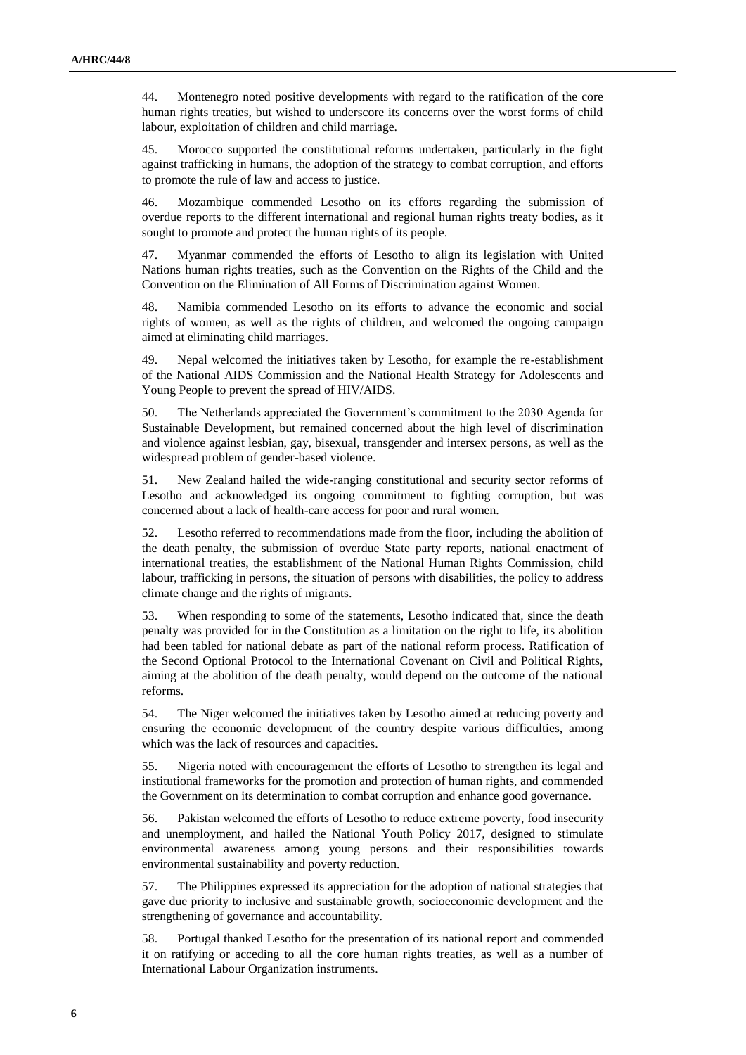44. Montenegro noted positive developments with regard to the ratification of the core human rights treaties, but wished to underscore its concerns over the worst forms of child labour, exploitation of children and child marriage.

45. Morocco supported the constitutional reforms undertaken, particularly in the fight against trafficking in humans, the adoption of the strategy to combat corruption, and efforts to promote the rule of law and access to justice.

46. Mozambique commended Lesotho on its efforts regarding the submission of overdue reports to the different international and regional human rights treaty bodies, as it sought to promote and protect the human rights of its people.

47. Myanmar commended the efforts of Lesotho to align its legislation with United Nations human rights treaties, such as the Convention on the Rights of the Child and the Convention on the Elimination of All Forms of Discrimination against Women.

48. Namibia commended Lesotho on its efforts to advance the economic and social rights of women, as well as the rights of children, and welcomed the ongoing campaign aimed at eliminating child marriages.

49. Nepal welcomed the initiatives taken by Lesotho, for example the re-establishment of the National AIDS Commission and the National Health Strategy for Adolescents and Young People to prevent the spread of HIV/AIDS.

50. The Netherlands appreciated the Government's commitment to the 2030 Agenda for Sustainable Development, but remained concerned about the high level of discrimination and violence against lesbian, gay, bisexual, transgender and intersex persons, as well as the widespread problem of gender-based violence.

51. New Zealand hailed the wide-ranging constitutional and security sector reforms of Lesotho and acknowledged its ongoing commitment to fighting corruption, but was concerned about a lack of health-care access for poor and rural women.

52. Lesotho referred to recommendations made from the floor, including the abolition of the death penalty, the submission of overdue State party reports, national enactment of international treaties, the establishment of the National Human Rights Commission, child labour, trafficking in persons, the situation of persons with disabilities, the policy to address climate change and the rights of migrants.

53. When responding to some of the statements, Lesotho indicated that, since the death penalty was provided for in the Constitution as a limitation on the right to life, its abolition had been tabled for national debate as part of the national reform process. Ratification of the Second Optional Protocol to the International Covenant on Civil and Political Rights, aiming at the abolition of the death penalty, would depend on the outcome of the national reforms.

54. The Niger welcomed the initiatives taken by Lesotho aimed at reducing poverty and ensuring the economic development of the country despite various difficulties, among which was the lack of resources and capacities.

55. Nigeria noted with encouragement the efforts of Lesotho to strengthen its legal and institutional frameworks for the promotion and protection of human rights, and commended the Government on its determination to combat corruption and enhance good governance.

56. Pakistan welcomed the efforts of Lesotho to reduce extreme poverty, food insecurity and unemployment, and hailed the National Youth Policy 2017, designed to stimulate environmental awareness among young persons and their responsibilities towards environmental sustainability and poverty reduction.

57. The Philippines expressed its appreciation for the adoption of national strategies that gave due priority to inclusive and sustainable growth, socioeconomic development and the strengthening of governance and accountability.

58. Portugal thanked Lesotho for the presentation of its national report and commended it on ratifying or acceding to all the core human rights treaties, as well as a number of International Labour Organization instruments.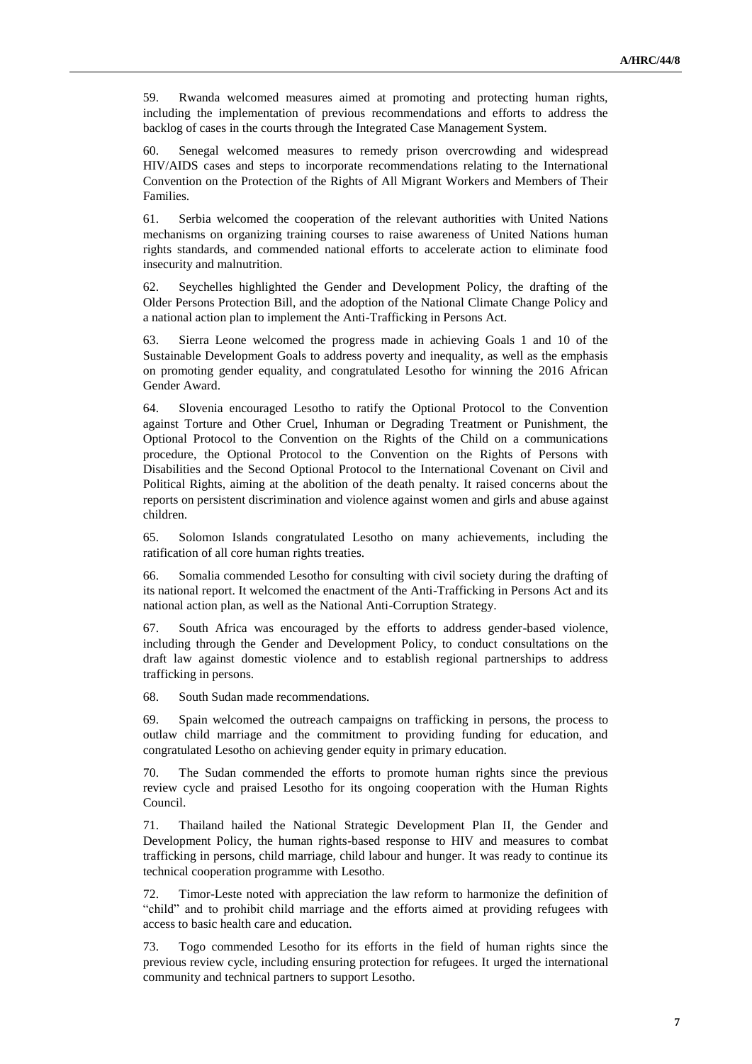59. Rwanda welcomed measures aimed at promoting and protecting human rights, including the implementation of previous recommendations and efforts to address the backlog of cases in the courts through the Integrated Case Management System.

60. Senegal welcomed measures to remedy prison overcrowding and widespread HIV/AIDS cases and steps to incorporate recommendations relating to the International Convention on the Protection of the Rights of All Migrant Workers and Members of Their Families.

61. Serbia welcomed the cooperation of the relevant authorities with United Nations mechanisms on organizing training courses to raise awareness of United Nations human rights standards, and commended national efforts to accelerate action to eliminate food insecurity and malnutrition.

62. Seychelles highlighted the Gender and Development Policy, the drafting of the Older Persons Protection Bill, and the adoption of the National Climate Change Policy and a national action plan to implement the Anti-Trafficking in Persons Act.

63. Sierra Leone welcomed the progress made in achieving Goals 1 and 10 of the Sustainable Development Goals to address poverty and inequality, as well as the emphasis on promoting gender equality, and congratulated Lesotho for winning the 2016 African Gender Award.

64. Slovenia encouraged Lesotho to ratify the Optional Protocol to the Convention against Torture and Other Cruel, Inhuman or Degrading Treatment or Punishment, the Optional Protocol to the Convention on the Rights of the Child on a communications procedure, the Optional Protocol to the Convention on the Rights of Persons with Disabilities and the Second Optional Protocol to the International Covenant on Civil and Political Rights, aiming at the abolition of the death penalty. It raised concerns about the reports on persistent discrimination and violence against women and girls and abuse against children.

65. Solomon Islands congratulated Lesotho on many achievements, including the ratification of all core human rights treaties.

66. Somalia commended Lesotho for consulting with civil society during the drafting of its national report. It welcomed the enactment of the Anti-Trafficking in Persons Act and its national action plan, as well as the National Anti-Corruption Strategy.

67. South Africa was encouraged by the efforts to address gender-based violence, including through the Gender and Development Policy, to conduct consultations on the draft law against domestic violence and to establish regional partnerships to address trafficking in persons.

68. South Sudan made recommendations.

69. Spain welcomed the outreach campaigns on trafficking in persons, the process to outlaw child marriage and the commitment to providing funding for education, and congratulated Lesotho on achieving gender equity in primary education.

70. The Sudan commended the efforts to promote human rights since the previous review cycle and praised Lesotho for its ongoing cooperation with the Human Rights Council.

71. Thailand hailed the National Strategic Development Plan II, the Gender and Development Policy, the human rights-based response to HIV and measures to combat trafficking in persons, child marriage, child labour and hunger. It was ready to continue its technical cooperation programme with Lesotho.

72. Timor-Leste noted with appreciation the law reform to harmonize the definition of "child" and to prohibit child marriage and the efforts aimed at providing refugees with access to basic health care and education.

73. Togo commended Lesotho for its efforts in the field of human rights since the previous review cycle, including ensuring protection for refugees. It urged the international community and technical partners to support Lesotho.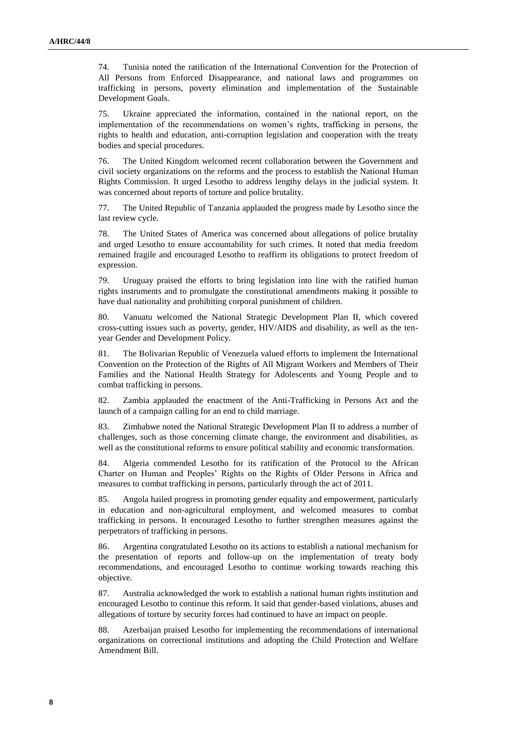74. Tunisia noted the ratification of the International Convention for the Protection of All Persons from Enforced Disappearance, and national laws and programmes on trafficking in persons, poverty elimination and implementation of the Sustainable Development Goals.

75. Ukraine appreciated the information, contained in the national report, on the implementation of the recommendations on women's rights, trafficking in persons, the rights to health and education, anti-corruption legislation and cooperation with the treaty bodies and special procedures.

76. The United Kingdom welcomed recent collaboration between the Government and civil society organizations on the reforms and the process to establish the National Human Rights Commission. It urged Lesotho to address lengthy delays in the judicial system. It was concerned about reports of torture and police brutality.

77. The United Republic of Tanzania applauded the progress made by Lesotho since the last review cycle.

78. The United States of America was concerned about allegations of police brutality and urged Lesotho to ensure accountability for such crimes. It noted that media freedom remained fragile and encouraged Lesotho to reaffirm its obligations to protect freedom of expression.

79. Uruguay praised the efforts to bring legislation into line with the ratified human rights instruments and to promulgate the constitutional amendments making it possible to have dual nationality and prohibiting corporal punishment of children.

80. Vanuatu welcomed the National Strategic Development Plan II, which covered cross-cutting issues such as poverty, gender, HIV/AIDS and disability, as well as the ten-year Gender and Development Policy.

81. The Bolivarian Republic of Venezuela valued efforts to implement the International Convention on the Protection of the Rights of All Migrant Workers and Members of Their Families and the National Health Strategy for Adolescents and Young People and to combat trafficking in persons.

82. Zambia applauded the enactment of the Anti-Trafficking in Persons Act and the launch of a campaign calling for an end to child marriage.

83. Zimbabwe noted the National Strategic Development Plan II to address a number of challenges, such as those concerning climate change, the environment and disabilities, as well as the constitutional reforms to ensure political stability and economic transformation.

84. Algeria commended Lesotho for its ratification of the Protocol to the African Charter on Human and Peoples' Rights on the Rights of Older Persons in Africa and measures to combat trafficking in persons, particularly through the act of 2011.

85. Angola hailed progress in promoting gender equality and empowerment, particularly in education and non-agricultural employment, and welcomed measures to combat trafficking in persons. It encouraged Lesotho to further strengthen measures against the perpetrators of trafficking in persons.

86. Argentina congratulated Lesotho on its actions to establish a national mechanism for the presentation of reports and follow-up on the implementation of treaty body recommendations, and encouraged Lesotho to continue working towards reaching this objective.

87. Australia acknowledged the work to establish a national human rights institution and encouraged Lesotho to continue this reform. It said that gender-based violations, abuses and allegations of torture by security forces had continued to have an impact on people.

88. Azerbaijan praised Lesotho for implementing the recommendations of international organizations on correctional institutions and adopting the Child Protection and Welfare Amendment Bill.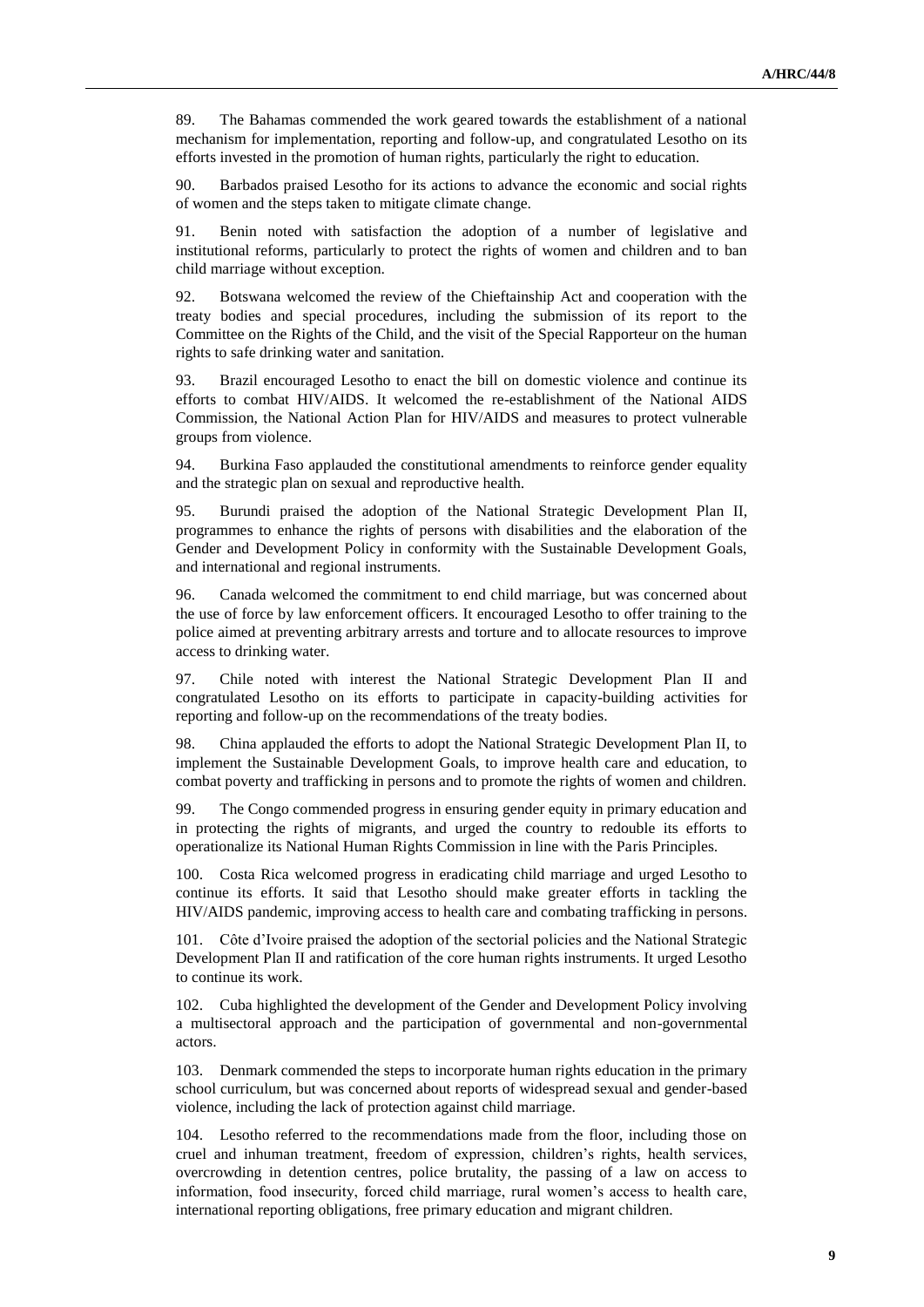89. The Bahamas commended the work geared towards the establishment of a national mechanism for implementation, reporting and follow-up, and congratulated Lesotho on its efforts invested in the promotion of human rights, particularly the right to education.

90. Barbados praised Lesotho for its actions to advance the economic and social rights of women and the steps taken to mitigate climate change.

91. Benin noted with satisfaction the adoption of a number of legislative and institutional reforms, particularly to protect the rights of women and children and to ban child marriage without exception.

92. Botswana welcomed the review of the Chieftainship Act and cooperation with the treaty bodies and special procedures, including the submission of its report to the Committee on the Rights of the Child, and the visit of the Special Rapporteur on the human rights to safe drinking water and sanitation.

93. Brazil encouraged Lesotho to enact the bill on domestic violence and continue its efforts to combat HIV/AIDS. It welcomed the re-establishment of the National AIDS Commission, the National Action Plan for HIV/AIDS and measures to protect vulnerable groups from violence.

94. Burkina Faso applauded the constitutional amendments to reinforce gender equality and the strategic plan on sexual and reproductive health.

95. Burundi praised the adoption of the National Strategic Development Plan II, programmes to enhance the rights of persons with disabilities and the elaboration of the Gender and Development Policy in conformity with the Sustainable Development Goals, and international and regional instruments.

96. Canada welcomed the commitment to end child marriage, but was concerned about the use of force by law enforcement officers. It encouraged Lesotho to offer training to the police aimed at preventing arbitrary arrests and torture and to allocate resources to improve access to drinking water.

97. Chile noted with interest the National Strategic Development Plan II and congratulated Lesotho on its efforts to participate in capacity-building activities for reporting and follow-up on the recommendations of the treaty bodies.

98. China applauded the efforts to adopt the National Strategic Development Plan II, to implement the Sustainable Development Goals, to improve health care and education, to combat poverty and trafficking in persons and to promote the rights of women and children.

99. The Congo commended progress in ensuring gender equity in primary education and in protecting the rights of migrants, and urged the country to redouble its efforts to operationalize its National Human Rights Commission in line with the Paris Principles.

100. Costa Rica welcomed progress in eradicating child marriage and urged Lesotho to continue its efforts. It said that Lesotho should make greater efforts in tackling the HIV/AIDS pandemic, improving access to health care and combating trafficking in persons.

101. Côte d'Ivoire praised the adoption of the sectorial policies and the National Strategic Development Plan II and ratification of the core human rights instruments. It urged Lesotho to continue its work.

102. Cuba highlighted the development of the Gender and Development Policy involving a multisectoral approach and the participation of governmental and non-governmental actors.

103. Denmark commended the steps to incorporate human rights education in the primary school curriculum, but was concerned about reports of widespread sexual and gender-based violence, including the lack of protection against child marriage.

104. Lesotho referred to the recommendations made from the floor, including those on cruel and inhuman treatment, freedom of expression, children's rights, health services, overcrowding in detention centres, police brutality, the passing of a law on access to information, food insecurity, forced child marriage, rural women's access to health care, international reporting obligations, free primary education and migrant children.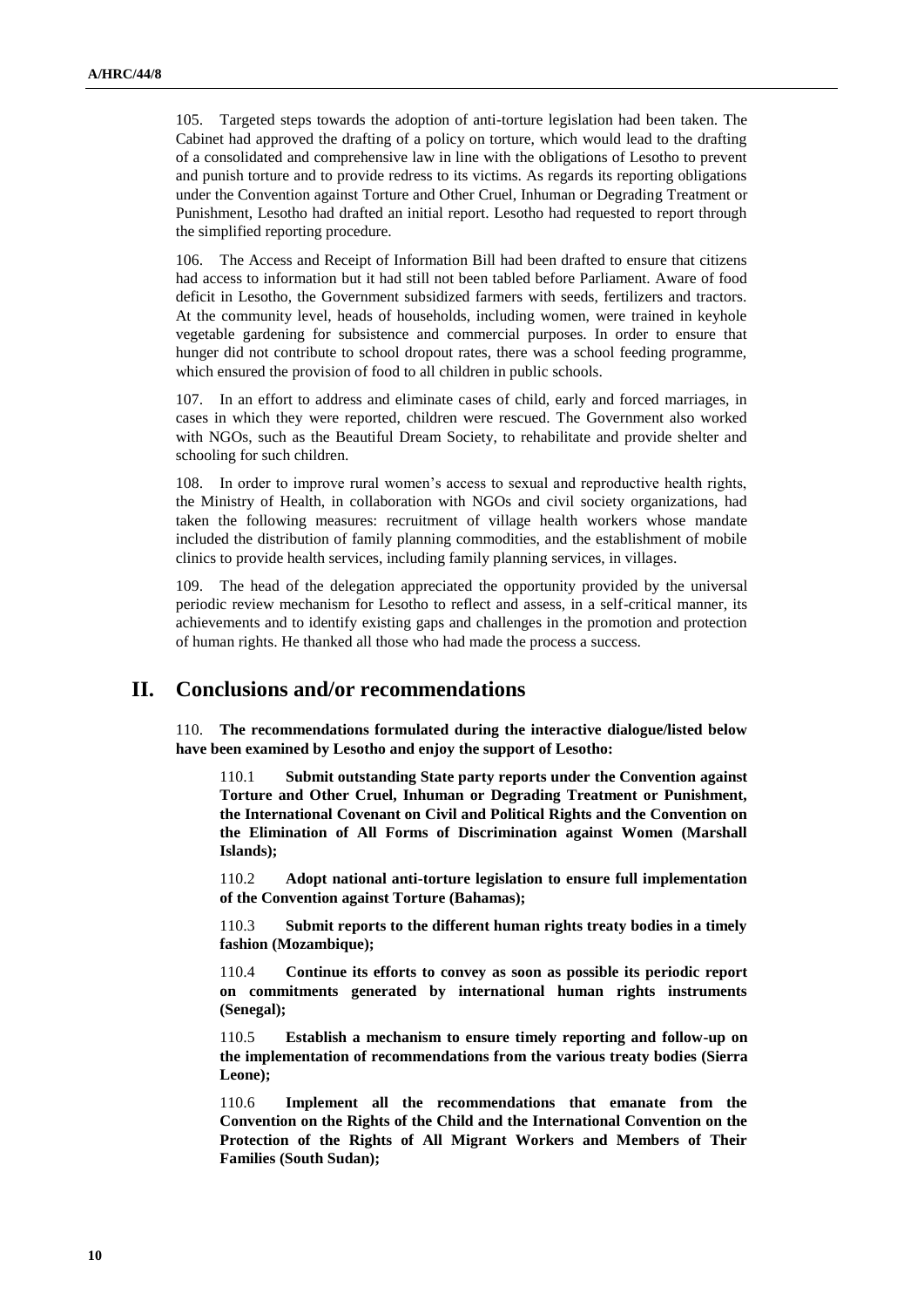105. Targeted steps towards the adoption of anti-torture legislation had been taken. The Cabinet had approved the drafting of a policy on torture, which would lead to the drafting of a consolidated and comprehensive law in line with the obligations of Lesotho to prevent and punish torture and to provide redress to its victims. As regards its reporting obligations under the Convention against Torture and Other Cruel, Inhuman or Degrading Treatment or Punishment, Lesotho had drafted an initial report. Lesotho had requested to report through the simplified reporting procedure.

106. The Access and Receipt of Information Bill had been drafted to ensure that citizens had access to information but it had still not been tabled before Parliament. Aware of food deficit in Lesotho, the Government subsidized farmers with seeds, fertilizers and tractors. At the community level, heads of households, including women, were trained in keyhole vegetable gardening for subsistence and commercial purposes. In order to ensure that hunger did not contribute to school dropout rates, there was a school feeding programme, which ensured the provision of food to all children in public schools.

107. In an effort to address and eliminate cases of child, early and forced marriages, in cases in which they were reported, children were rescued. The Government also worked with NGOs, such as the Beautiful Dream Society, to rehabilitate and provide shelter and schooling for such children.

108. In order to improve rural women's access to sexual and reproductive health rights, the Ministry of Health, in collaboration with NGOs and civil society organizations, had taken the following measures: recruitment of village health workers whose mandate included the distribution of family planning commodities, and the establishment of mobile clinics to provide health services, including family planning services, in villages.

109. The head of the delegation appreciated the opportunity provided by the universal periodic review mechanism for Lesotho to reflect and assess, in a self-critical manner, its achievements and to identify existing gaps and challenges in the promotion and protection of human rights. He thanked all those who had made the process a success.

## II. Conclusions and/or recommendations

110. **The recommendations formulated during the interactive dialogue/listed below have been examined by Lesotho and enjoy the support of Lesotho:**

110.1 **Submit outstanding State party reports under the Convention against Torture and Other Cruel, Inhuman or Degrading Treatment or Punishment, the International Covenant on Civil and Political Rights and the Convention on the Elimination of All Forms of Discrimination against Women (Marshall Islands);**

110.2 **Adopt national anti-torture legislation to ensure full implementation of the Convention against Torture (Bahamas);**

110.3 **Submit reports to the different human rights treaty bodies in a timely fashion (Mozambique);**

110.4 **Continue its efforts to convey as soon as possible its periodic report on commitments generated by international human rights instruments (Senegal);**

110.5 **Establish a mechanism to ensure timely reporting and follow-up on the implementation of recommendations from the various treaty bodies (Sierra Leone);**

110.6 **Implement all the recommendations that emanate from the Convention on the Rights of the Child and the International Convention on the Protection of the Rights of All Migrant Workers and Members of Their Families (South Sudan);**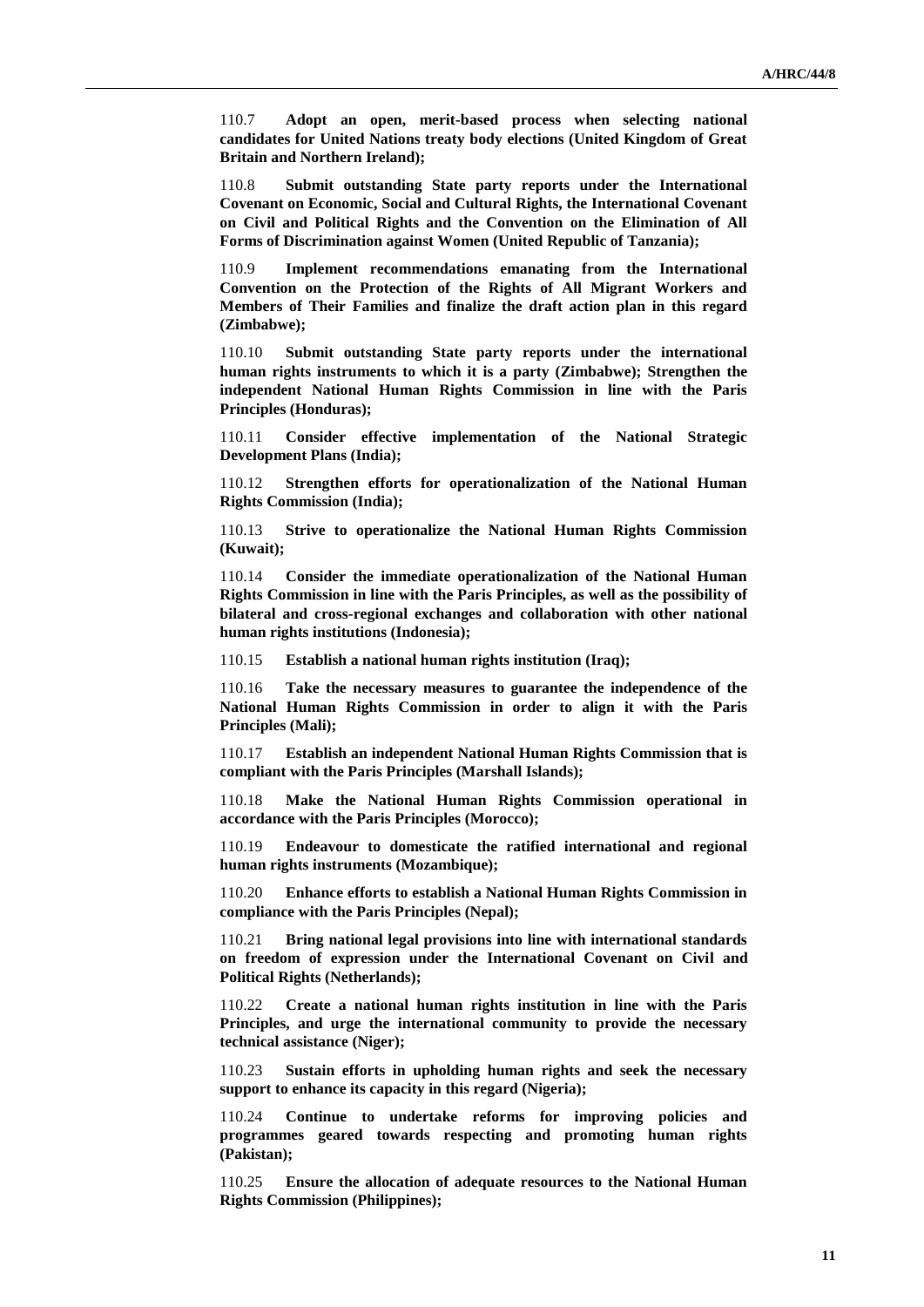110.7 **Adopt an open, merit-based process when selecting national candidates for United Nations treaty body elections (United Kingdom of Great Britain and Northern Ireland);**

110.8 **Submit outstanding State party reports under the International Covenant on Economic, Social and Cultural Rights, the International Covenant on Civil and Political Rights and the Convention on the Elimination of All Forms of Discrimination against Women (United Republic of Tanzania);**

110.9 **Implement recommendations emanating from the International Convention on the Protection of the Rights of All Migrant Workers and Members of Their Families and finalize the draft action plan in this regard (Zimbabwe);**

110.10 **Submit outstanding State party reports under the international human rights instruments to which it is a party (Zimbabwe); Strengthen the independent National Human Rights Commission in line with the Paris Principles (Honduras);**

110.11 **Consider effective implementation of the National Strategic Development Plans (India);**

110.12 **Strengthen efforts for operationalization of the National Human Rights Commission (India);**

110.13 **Strive to operationalize the National Human Rights Commission (Kuwait);**

110.14 **Consider the immediate operationalization of the National Human Rights Commission in line with the Paris Principles, as well as the possibility of bilateral and cross-regional exchanges and collaboration with other national human rights institutions (Indonesia);**

110.15 **Establish a national human rights institution (Iraq);**

110.16 **Take the necessary measures to guarantee the independence of the National Human Rights Commission in order to align it with the Paris Principles (Mali);**

110.17 **Establish an independent National Human Rights Commission that is compliant with the Paris Principles (Marshall Islands);**

110.18 **Make the National Human Rights Commission operational in accordance with the Paris Principles (Morocco);**

110.19 **Endeavour to domesticate the ratified international and regional human rights instruments (Mozambique);**

110.20 **Enhance efforts to establish a National Human Rights Commission in compliance with the Paris Principles (Nepal);**

110.21 **Bring national legal provisions into line with international standards on freedom of expression under the International Covenant on Civil and Political Rights (Netherlands);**

110.22 **Create a national human rights institution in line with the Paris Principles, and urge the international community to provide the necessary technical assistance (Niger);**

110.23 **Sustain efforts in upholding human rights and seek the necessary support to enhance its capacity in this regard (Nigeria);**

110.24 **Continue to undertake reforms for improving policies and programmes geared towards respecting and promoting human rights (Pakistan);**

110.25 **Ensure the allocation of adequate resources to the National Human Rights Commission (Philippines);**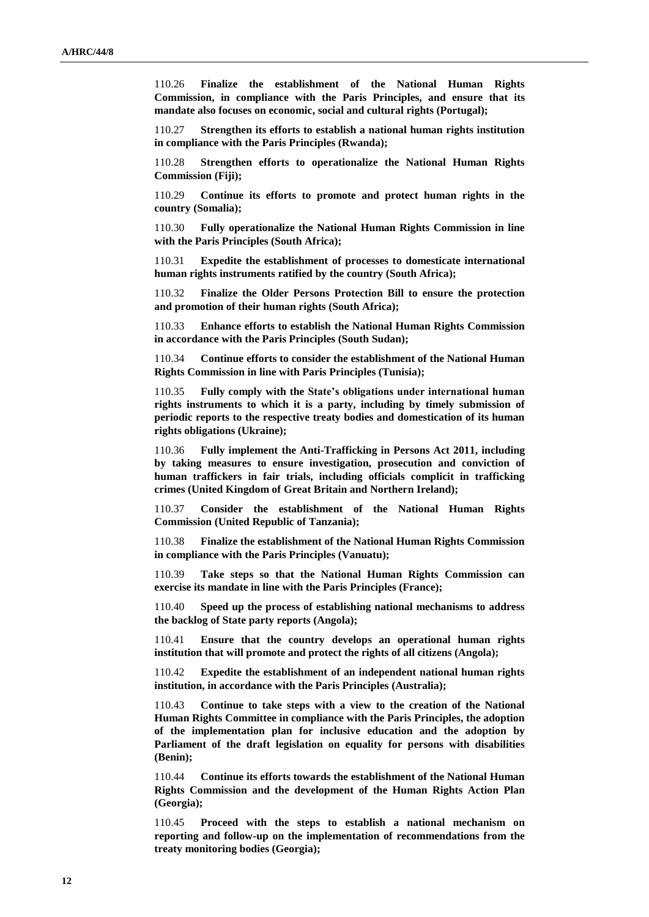110.26 **Finalize the establishment of the National Human Rights Commission, in compliance with the Paris Principles, and ensure that its mandate also focuses on economic, social and cultural rights (Portugal);**

110.27 **Strengthen its efforts to establish a national human rights institution in compliance with the Paris Principles (Rwanda);**

110.28 **Strengthen efforts to operationalize the National Human Rights Commission (Fiji);**

110.29 **Continue its efforts to promote and protect human rights in the country (Somalia);**

110.30 **Fully operationalize the National Human Rights Commission in line with the Paris Principles (South Africa);**

110.31 **Expedite the establishment of processes to domesticate international human rights instruments ratified by the country (South Africa);**

110.32 **Finalize the Older Persons Protection Bill to ensure the protection and promotion of their human rights (South Africa);**

110.33 **Enhance efforts to establish the National Human Rights Commission in accordance with the Paris Principles (South Sudan);**

110.34 **Continue efforts to consider the establishment of the National Human Rights Commission in line with Paris Principles (Tunisia);**

110.35 **Fully comply with the State's obligations under international human rights instruments to which it is a party, including by timely submission of periodic reports to the respective treaty bodies and domestication of its human rights obligations (Ukraine);**

110.36 **Fully implement the Anti-Trafficking in Persons Act 2011, including by taking measures to ensure investigation, prosecution and conviction of human traffickers in fair trials, including officials complicit in trafficking crimes (United Kingdom of Great Britain and Northern Ireland);**

110.37 **Consider the establishment of the National Human Rights Commission (United Republic of Tanzania);**

110.38 **Finalize the establishment of the National Human Rights Commission in compliance with the Paris Principles (Vanuatu);**

110.39 **Take steps so that the National Human Rights Commission can exercise its mandate in line with the Paris Principles (France);**

110.40 **Speed up the process of establishing national mechanisms to address the backlog of State party reports (Angola);**

110.41 **Ensure that the country develops an operational human rights institution that will promote and protect the rights of all citizens (Angola);**

110.42 **Expedite the establishment of an independent national human rights institution, in accordance with the Paris Principles (Australia);**

110.43 **Continue to take steps with a view to the creation of the National Human Rights Committee in compliance with the Paris Principles, the adoption of the implementation plan for inclusive education and the adoption by Parliament of the draft legislation on equality for persons with disabilities (Benin);**

110.44 **Continue its efforts towards the establishment of the National Human Rights Commission and the development of the Human Rights Action Plan (Georgia);**

110.45 **Proceed with the steps to establish a national mechanism on reporting and follow-up on the implementation of recommendations from the treaty monitoring bodies (Georgia);**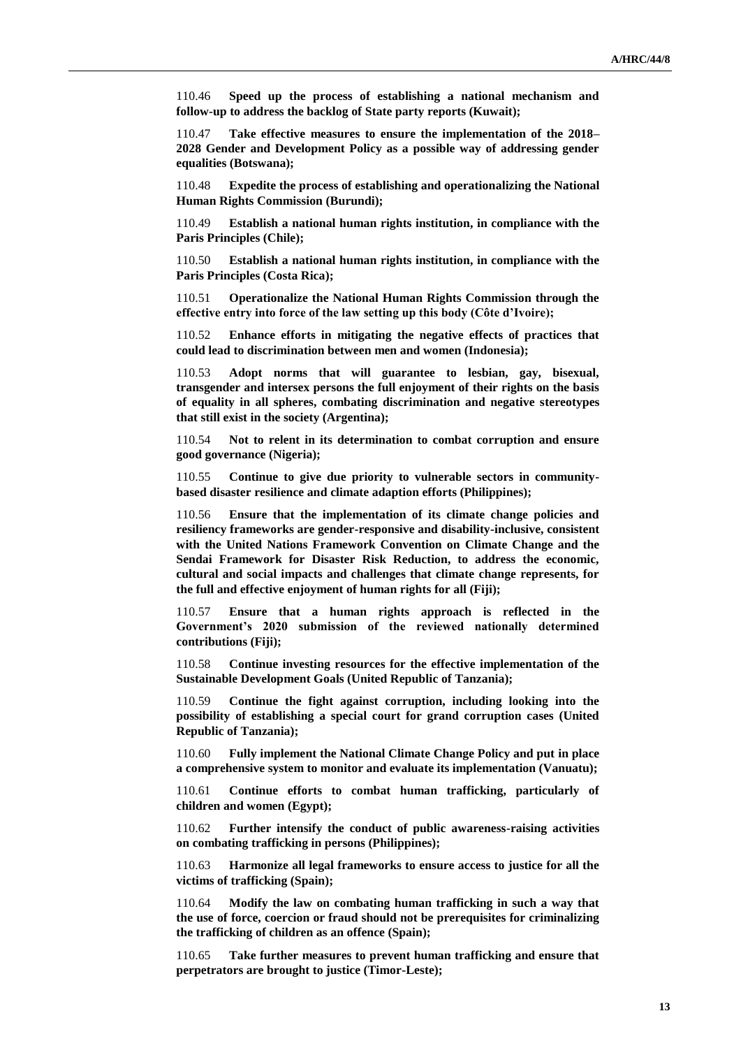110.46 **Speed up the process of establishing a national mechanism and follow-up to address the backlog of State party reports (Kuwait);**

110.47 **Take effective measures to ensure the implementation of the 2018–2028 Gender and Development Policy as a possible way of addressing gender equalities (Botswana);**

110.48 **Expedite the process of establishing and operationalizing the National Human Rights Commission (Burundi);**

110.49 **Establish a national human rights institution, in compliance with the Paris Principles (Chile);**

110.50 **Establish a national human rights institution, in compliance with the Paris Principles (Costa Rica);**

110.51 **Operationalize the National Human Rights Commission through the effective entry into force of the law setting up this body (Côte d'Ivoire);**

110.52 **Enhance efforts in mitigating the negative effects of practices that could lead to discrimination between men and women (Indonesia);**

110.53 **Adopt norms that will guarantee to lesbian, gay, bisexual, transgender and intersex persons the full enjoyment of their rights on the basis of equality in all spheres, combating discrimination and negative stereotypes that still exist in the society (Argentina);**

110.54 **Not to relent in its determination to combat corruption and ensure good governance (Nigeria);**

110.55 **Continue to give due priority to vulnerable sectors in community-based disaster resilience and climate adaption efforts (Philippines);**

110.56 **Ensure that the implementation of its climate change policies and resiliency frameworks are gender-responsive and disability-inclusive, consistent with the United Nations Framework Convention on Climate Change and the Sendai Framework for Disaster Risk Reduction, to address the economic, cultural and social impacts and challenges that climate change represents, for the full and effective enjoyment of human rights for all (Fiji);**

110.57 **Ensure that a human rights approach is reflected in the Government's 2020 submission of the reviewed nationally determined contributions (Fiji);**

110.58 **Continue investing resources for the effective implementation of the Sustainable Development Goals (United Republic of Tanzania);**

110.59 **Continue the fight against corruption, including looking into the possibility of establishing a special court for grand corruption cases (United Republic of Tanzania);**

110.60 **Fully implement the National Climate Change Policy and put in place a comprehensive system to monitor and evaluate its implementation (Vanuatu);**

110.61 **Continue efforts to combat human trafficking, particularly of children and women (Egypt);**

110.62 **Further intensify the conduct of public awareness-raising activities on combating trafficking in persons (Philippines);**

110.63 **Harmonize all legal frameworks to ensure access to justice for all the victims of trafficking (Spain);**

110.64 **Modify the law on combating human trafficking in such a way that the use of force, coercion or fraud should not be prerequisites for criminalizing the trafficking of children as an offence (Spain);**

110.65 **Take further measures to prevent human trafficking and ensure that perpetrators are brought to justice (Timor-Leste);**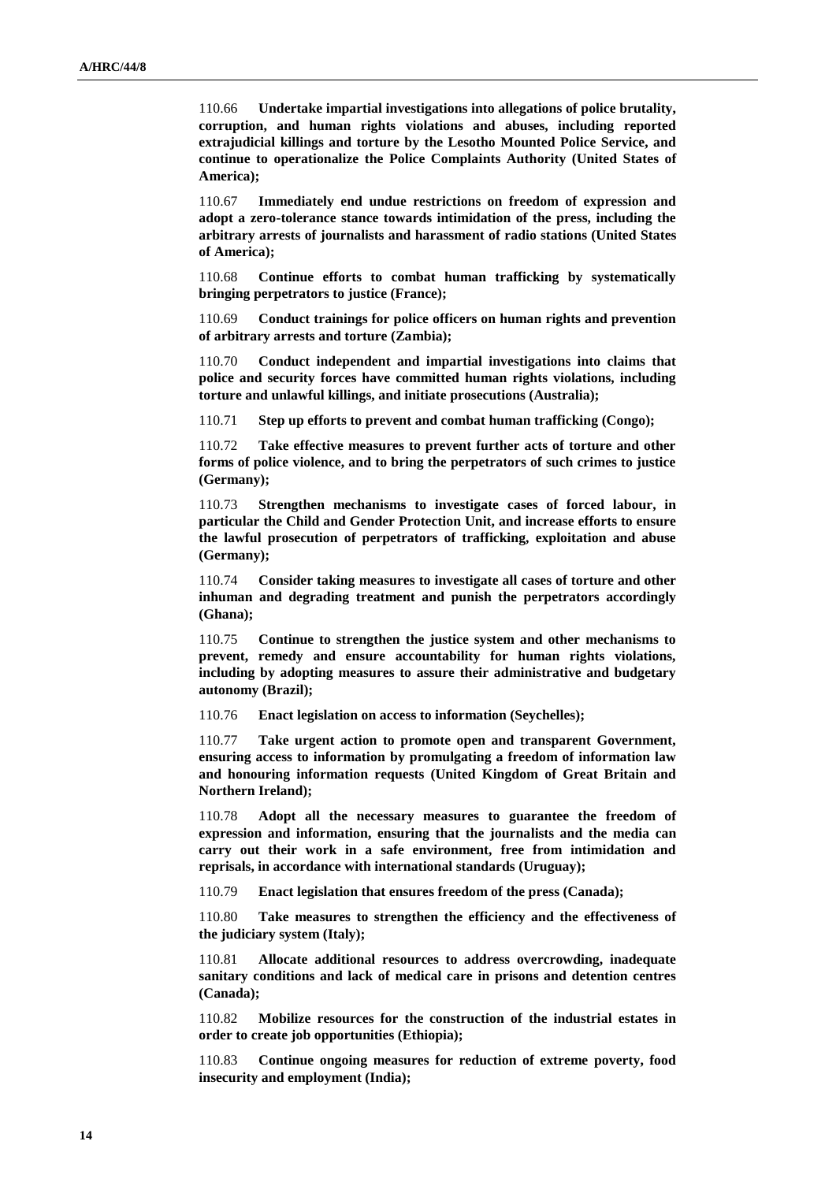110.66 **Undertake impartial investigations into allegations of police brutality, corruption, and human rights violations and abuses, including reported extrajudicial killings and torture by the Lesotho Mounted Police Service, and continue to operationalize the Police Complaints Authority (United States of America);**

110.67 **Immediately end undue restrictions on freedom of expression and adopt a zero-tolerance stance towards intimidation of the press, including the arbitrary arrests of journalists and harassment of radio stations (United States of America);**

110.68 **Continue efforts to combat human trafficking by systematically bringing perpetrators to justice (France);**

110.69 **Conduct trainings for police officers on human rights and prevention of arbitrary arrests and torture (Zambia);**

110.70 **Conduct independent and impartial investigations into claims that police and security forces have committed human rights violations, including torture and unlawful killings, and initiate prosecutions (Australia);**

110.71 **Step up efforts to prevent and combat human trafficking (Congo);**

110.72 **Take effective measures to prevent further acts of torture and other forms of police violence, and to bring the perpetrators of such crimes to justice (Germany);**

110.73 **Strengthen mechanisms to investigate cases of forced labour, in particular the Child and Gender Protection Unit, and increase efforts to ensure the lawful prosecution of perpetrators of trafficking, exploitation and abuse (Germany);**

110.74 **Consider taking measures to investigate all cases of torture and other inhuman and degrading treatment and punish the perpetrators accordingly (Ghana);**

110.75 **Continue to strengthen the justice system and other mechanisms to prevent, remedy and ensure accountability for human rights violations, including by adopting measures to assure their administrative and budgetary autonomy (Brazil);**

110.76 **Enact legislation on access to information (Seychelles);**

110.77 **Take urgent action to promote open and transparent Government, ensuring access to information by promulgating a freedom of information law and honouring information requests (United Kingdom of Great Britain and Northern Ireland);**

110.78 **Adopt all the necessary measures to guarantee the freedom of expression and information, ensuring that the journalists and the media can carry out their work in a safe environment, free from intimidation and reprisals, in accordance with international standards (Uruguay);**

110.79 **Enact legislation that ensures freedom of the press (Canada);**

110.80 **Take measures to strengthen the efficiency and the effectiveness of the judiciary system (Italy);**

110.81 **Allocate additional resources to address overcrowding, inadequate sanitary conditions and lack of medical care in prisons and detention centres (Canada);**

110.82 **Mobilize resources for the construction of the industrial estates in order to create job opportunities (Ethiopia);**

110.83 **Continue ongoing measures for reduction of extreme poverty, food insecurity and employment (India);**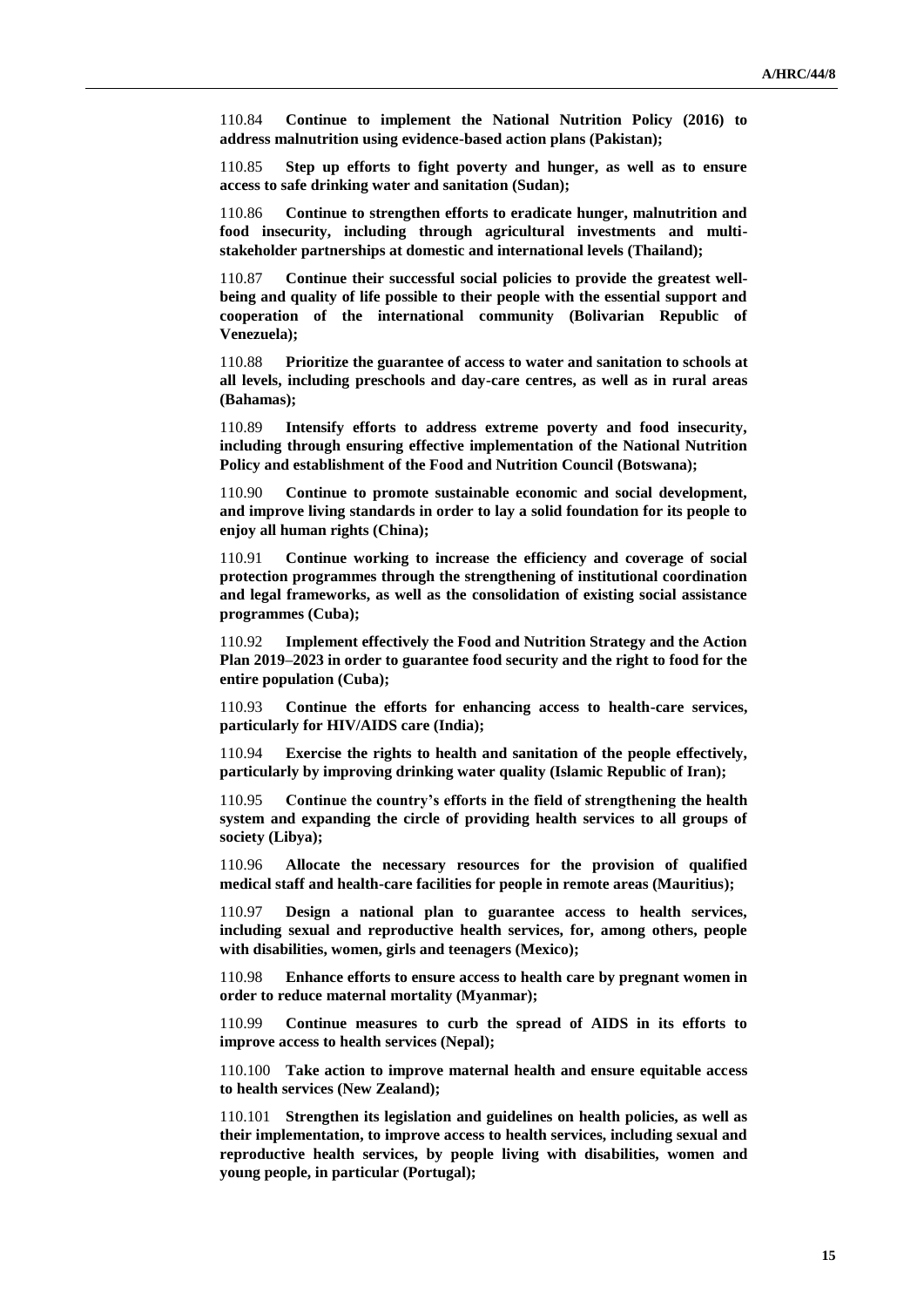110.84 **Continue to implement the National Nutrition Policy (2016) to address malnutrition using evidence-based action plans (Pakistan);**

110.85 **Step up efforts to fight poverty and hunger, as well as to ensure access to safe drinking water and sanitation (Sudan);**

110.86 **Continue to strengthen efforts to eradicate hunger, malnutrition and food insecurity, including through agricultural investments and multi-stakeholder partnerships at domestic and international levels (Thailand);**

110.87 **Continue their successful social policies to provide the greatest well-being and quality of life possible to their people with the essential support and cooperation of the international community (Bolivarian Republic of Venezuela);**

110.88 **Prioritize the guarantee of access to water and sanitation to schools at all levels, including preschools and day-care centres, as well as in rural areas (Bahamas);**

110.89 **Intensify efforts to address extreme poverty and food insecurity, including through ensuring effective implementation of the National Nutrition Policy and establishment of the Food and Nutrition Council (Botswana);**

110.90 **Continue to promote sustainable economic and social development, and improve living standards in order to lay a solid foundation for its people to enjoy all human rights (China);**

110.91 **Continue working to increase the efficiency and coverage of social protection programmes through the strengthening of institutional coordination and legal frameworks, as well as the consolidation of existing social assistance programmes (Cuba);**

110.92 **Implement effectively the Food and Nutrition Strategy and the Action Plan 2019–2023 in order to guarantee food security and the right to food for the entire population (Cuba);**

110.93 **Continue the efforts for enhancing access to health-care services, particularly for HIV/AIDS care (India);**

110.94 **Exercise the rights to health and sanitation of the people effectively, particularly by improving drinking water quality (Islamic Republic of Iran);**

110.95 **Continue the country's efforts in the field of strengthening the health system and expanding the circle of providing health services to all groups of society (Libya);**

110.96 **Allocate the necessary resources for the provision of qualified medical staff and health-care facilities for people in remote areas (Mauritius);**

110.97 **Design a national plan to guarantee access to health services, including sexual and reproductive health services, for, among others, people with disabilities, women, girls and teenagers (Mexico);**

110.98 **Enhance efforts to ensure access to health care by pregnant women in order to reduce maternal mortality (Myanmar);**

110.99 **Continue measures to curb the spread of AIDS in its efforts to improve access to health services (Nepal);**

110.100 **Take action to improve maternal health and ensure equitable access to health services (New Zealand);**

110.101 **Strengthen its legislation and guidelines on health policies, as well as their implementation, to improve access to health services, including sexual and reproductive health services, by people living with disabilities, women and young people, in particular (Portugal);**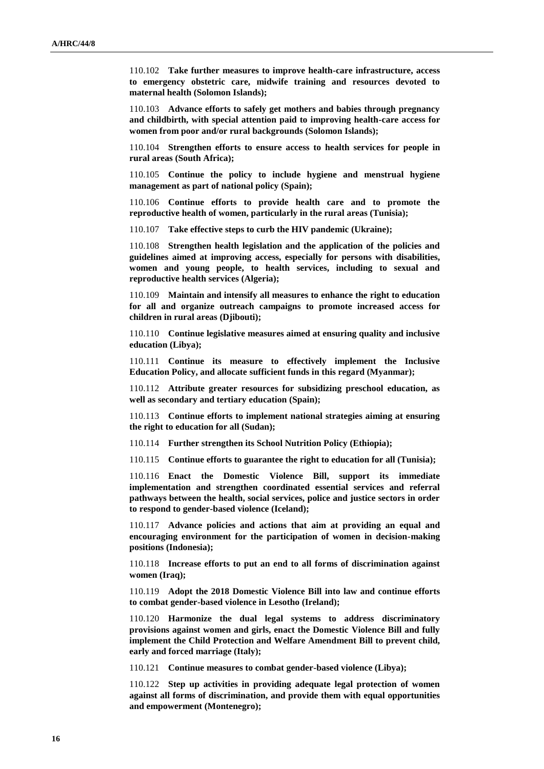110.102 **Take further measures to improve health-care infrastructure, access to emergency obstetric care, midwife training and resources devoted to maternal health (Solomon Islands);**

110.103 **Advance efforts to safely get mothers and babies through pregnancy and childbirth, with special attention paid to improving health-care access for women from poor and/or rural backgrounds (Solomon Islands);**

110.104 **Strengthen efforts to ensure access to health services for people in rural areas (South Africa);**

110.105 **Continue the policy to include hygiene and menstrual hygiene management as part of national policy (Spain);**

110.106 **Continue efforts to provide health care and to promote the reproductive health of women, particularly in the rural areas (Tunisia);**

110.107 **Take effective steps to curb the HIV pandemic (Ukraine);**

110.108 **Strengthen health legislation and the application of the policies and guidelines aimed at improving access, especially for persons with disabilities, women and young people, to health services, including to sexual and reproductive health services (Algeria);**

110.109 **Maintain and intensify all measures to enhance the right to education for all and organize outreach campaigns to promote increased access for children in rural areas (Djibouti);**

110.110 **Continue legislative measures aimed at ensuring quality and inclusive education (Libya);**

110.111 **Continue its measure to effectively implement the Inclusive Education Policy, and allocate sufficient funds in this regard (Myanmar);**

110.112 **Attribute greater resources for subsidizing preschool education, as well as secondary and tertiary education (Spain);**

110.113 **Continue efforts to implement national strategies aiming at ensuring the right to education for all (Sudan);**

110.114 **Further strengthen its School Nutrition Policy (Ethiopia);**

110.115 **Continue efforts to guarantee the right to education for all (Tunisia);**

110.116 **Enact the Domestic Violence Bill, support its immediate implementation and strengthen coordinated essential services and referral pathways between the health, social services, police and justice sectors in order to respond to gender-based violence (Iceland);**

110.117 **Advance policies and actions that aim at providing an equal and encouraging environment for the participation of women in decision-making positions (Indonesia);**

110.118 **Increase efforts to put an end to all forms of discrimination against women (Iraq);**

110.119 **Adopt the 2018 Domestic Violence Bill into law and continue efforts to combat gender-based violence in Lesotho (Ireland);**

110.120 **Harmonize the dual legal systems to address discriminatory provisions against women and girls, enact the Domestic Violence Bill and fully implement the Child Protection and Welfare Amendment Bill to prevent child, early and forced marriage (Italy);**

110.121 **Continue measures to combat gender-based violence (Libya);**

110.122 **Step up activities in providing adequate legal protection of women against all forms of discrimination, and provide them with equal opportunities and empowerment (Montenegro);**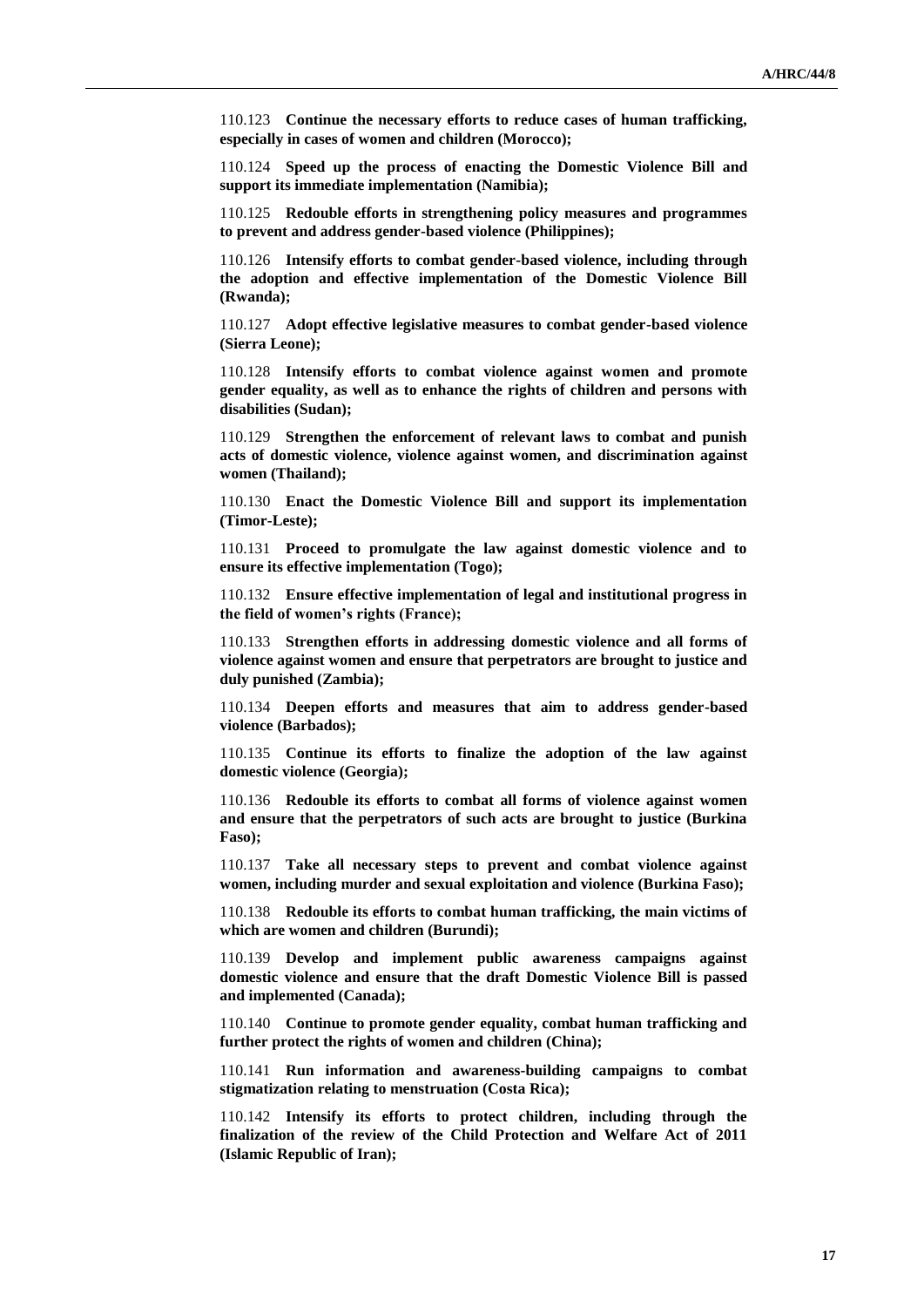110.123 **Continue the necessary efforts to reduce cases of human trafficking, especially in cases of women and children (Morocco);**

110.124 **Speed up the process of enacting the Domestic Violence Bill and support its immediate implementation (Namibia);**

110.125 **Redouble efforts in strengthening policy measures and programmes to prevent and address gender-based violence (Philippines);**

110.126 **Intensify efforts to combat gender-based violence, including through the adoption and effective implementation of the Domestic Violence Bill (Rwanda);**

110.127 **Adopt effective legislative measures to combat gender-based violence (Sierra Leone);**

110.128 **Intensify efforts to combat violence against women and promote gender equality, as well as to enhance the rights of children and persons with disabilities (Sudan);**

110.129 **Strengthen the enforcement of relevant laws to combat and punish acts of domestic violence, violence against women, and discrimination against women (Thailand);**

110.130 **Enact the Domestic Violence Bill and support its implementation (Timor-Leste);**

110.131 **Proceed to promulgate the law against domestic violence and to ensure its effective implementation (Togo);**

110.132 **Ensure effective implementation of legal and institutional progress in the field of women's rights (France);**

110.133 **Strengthen efforts in addressing domestic violence and all forms of violence against women and ensure that perpetrators are brought to justice and duly punished (Zambia);**

110.134 **Deepen efforts and measures that aim to address gender-based violence (Barbados);**

110.135 **Continue its efforts to finalize the adoption of the law against domestic violence (Georgia);**

110.136 **Redouble its efforts to combat all forms of violence against women and ensure that the perpetrators of such acts are brought to justice (Burkina Faso);**

110.137 **Take all necessary steps to prevent and combat violence against women, including murder and sexual exploitation and violence (Burkina Faso);**

110.138 **Redouble its efforts to combat human trafficking, the main victims of which are women and children (Burundi);**

110.139 **Develop and implement public awareness campaigns against domestic violence and ensure that the draft Domestic Violence Bill is passed and implemented (Canada);**

110.140 **Continue to promote gender equality, combat human trafficking and further protect the rights of women and children (China);**

110.141 **Run information and awareness-building campaigns to combat stigmatization relating to menstruation (Costa Rica);**

110.142 **Intensify its efforts to protect children, including through the finalization of the review of the Child Protection and Welfare Act of 2011 (Islamic Republic of Iran);**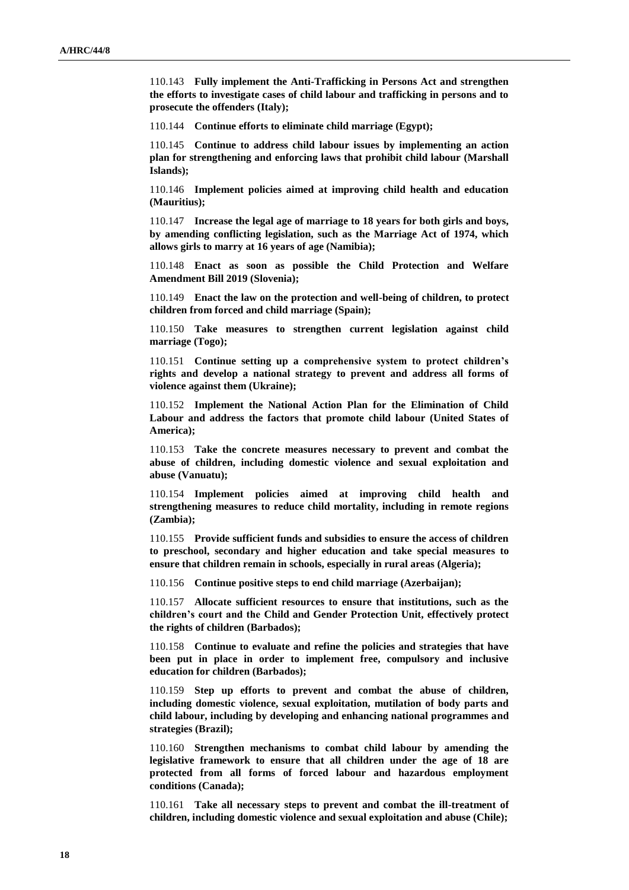110.143 **Fully implement the Anti-Trafficking in Persons Act and strengthen the efforts to investigate cases of child labour and trafficking in persons and to prosecute the offenders (Italy);**

110.144 **Continue efforts to eliminate child marriage (Egypt);**

110.145 **Continue to address child labour issues by implementing an action plan for strengthening and enforcing laws that prohibit child labour (Marshall Islands);**

110.146 **Implement policies aimed at improving child health and education (Mauritius);**

110.147 **Increase the legal age of marriage to 18 years for both girls and boys, by amending conflicting legislation, such as the Marriage Act of 1974, which allows girls to marry at 16 years of age (Namibia);**

110.148 **Enact as soon as possible the Child Protection and Welfare Amendment Bill 2019 (Slovenia);**

110.149 **Enact the law on the protection and well-being of children, to protect children from forced and child marriage (Spain);**

110.150 **Take measures to strengthen current legislation against child marriage (Togo);**

110.151 **Continue setting up a comprehensive system to protect children's rights and develop a national strategy to prevent and address all forms of violence against them (Ukraine);**

110.152 **Implement the National Action Plan for the Elimination of Child Labour and address the factors that promote child labour (United States of America);**

110.153 **Take the concrete measures necessary to prevent and combat the abuse of children, including domestic violence and sexual exploitation and abuse (Vanuatu);**

110.154 **Implement policies aimed at improving child health and strengthening measures to reduce child mortality, including in remote regions (Zambia);**

110.155 **Provide sufficient funds and subsidies to ensure the access of children to preschool, secondary and higher education and take special measures to ensure that children remain in schools, especially in rural areas (Algeria);**

110.156 **Continue positive steps to end child marriage (Azerbaijan);**

110.157 **Allocate sufficient resources to ensure that institutions, such as the children's court and the Child and Gender Protection Unit, effectively protect the rights of children (Barbados);**

110.158 **Continue to evaluate and refine the policies and strategies that have been put in place in order to implement free, compulsory and inclusive education for children (Barbados);**

110.159 **Step up efforts to prevent and combat the abuse of children, including domestic violence, sexual exploitation, mutilation of body parts and child labour, including by developing and enhancing national programmes and strategies (Brazil);**

110.160 **Strengthen mechanisms to combat child labour by amending the legislative framework to ensure that all children under the age of 18 are protected from all forms of forced labour and hazardous employment conditions (Canada);**

110.161 **Take all necessary steps to prevent and combat the ill-treatment of children, including domestic violence and sexual exploitation and abuse (Chile);**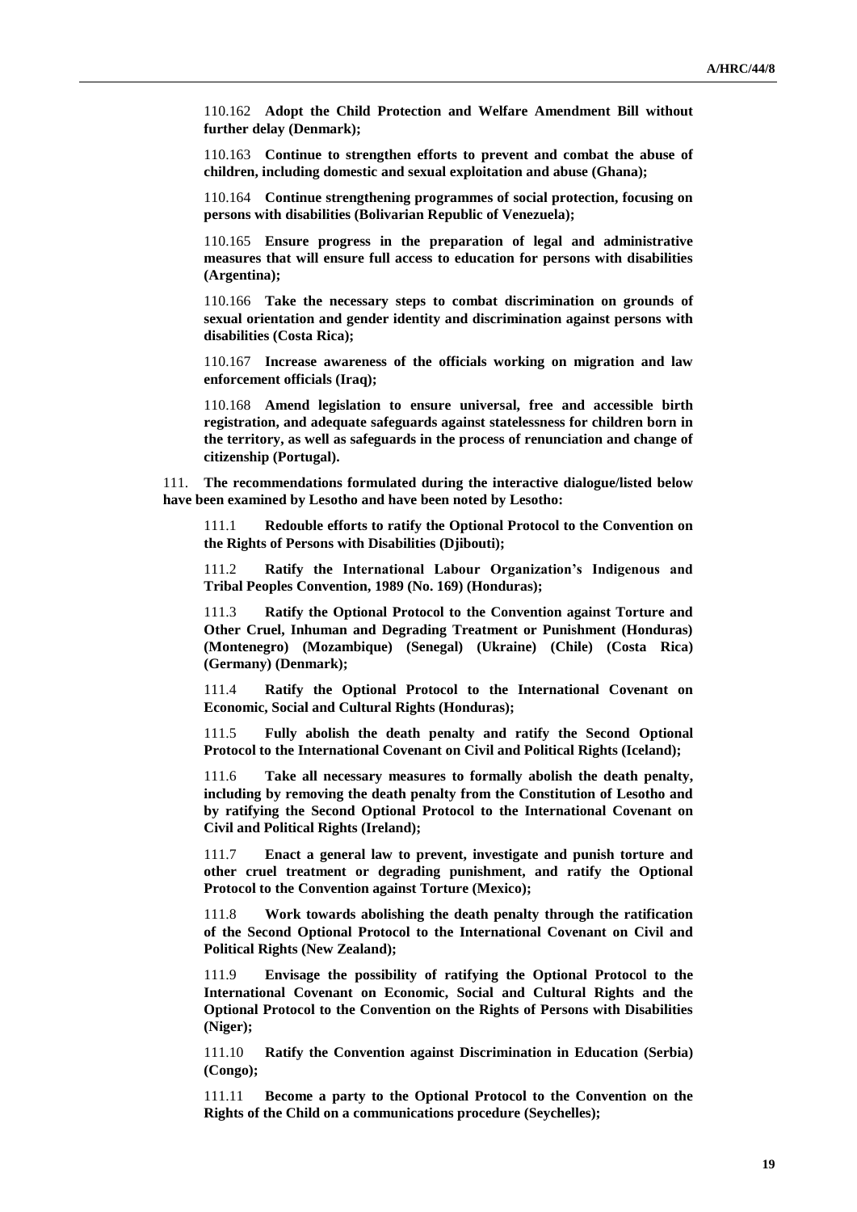110.162 **Adopt the Child Protection and Welfare Amendment Bill without further delay (Denmark);**

110.163 **Continue to strengthen efforts to prevent and combat the abuse of children, including domestic and sexual exploitation and abuse (Ghana);**

110.164 **Continue strengthening programmes of social protection, focusing on persons with disabilities (Bolivarian Republic of Venezuela);**

110.165 **Ensure progress in the preparation of legal and administrative measures that will ensure full access to education for persons with disabilities (Argentina);**

110.166 **Take the necessary steps to combat discrimination on grounds of sexual orientation and gender identity and discrimination against persons with disabilities (Costa Rica);**

110.167 **Increase awareness of the officials working on migration and law enforcement officials (Iraq);**

110.168 **Amend legislation to ensure universal, free and accessible birth registration, and adequate safeguards against statelessness for children born in the territory, as well as safeguards in the process of renunciation and change of citizenship (Portugal).**

111. **The recommendations formulated during the interactive dialogue/listed below have been examined by Lesotho and have been noted by Lesotho:**

111.1 **Redouble efforts to ratify the Optional Protocol to the Convention on the Rights of Persons with Disabilities (Djibouti);**

111.2 **Ratify the International Labour Organization's Indigenous and Tribal Peoples Convention, 1989 (No. 169) (Honduras);**

111.3 **Ratify the Optional Protocol to the Convention against Torture and Other Cruel, Inhuman and Degrading Treatment or Punishment (Honduras) (Montenegro) (Mozambique) (Senegal) (Ukraine) (Chile) (Costa Rica) (Germany) (Denmark);**

111.4 **Ratify the Optional Protocol to the International Covenant on Economic, Social and Cultural Rights (Honduras);**

111.5 **Fully abolish the death penalty and ratify the Second Optional Protocol to the International Covenant on Civil and Political Rights (Iceland);**

111.6 **Take all necessary measures to formally abolish the death penalty, including by removing the death penalty from the Constitution of Lesotho and by ratifying the Second Optional Protocol to the International Covenant on Civil and Political Rights (Ireland);**

111.7 **Enact a general law to prevent, investigate and punish torture and other cruel treatment or degrading punishment, and ratify the Optional Protocol to the Convention against Torture (Mexico);**

111.8 **Work towards abolishing the death penalty through the ratification of the Second Optional Protocol to the International Covenant on Civil and Political Rights (New Zealand);**

111.9 **Envisage the possibility of ratifying the Optional Protocol to the International Covenant on Economic, Social and Cultural Rights and the Optional Protocol to the Convention on the Rights of Persons with Disabilities (Niger);**

111.10 **Ratify the Convention against Discrimination in Education (Serbia) (Congo);**

111.11 **Become a party to the Optional Protocol to the Convention on the Rights of the Child on a communications procedure (Seychelles);**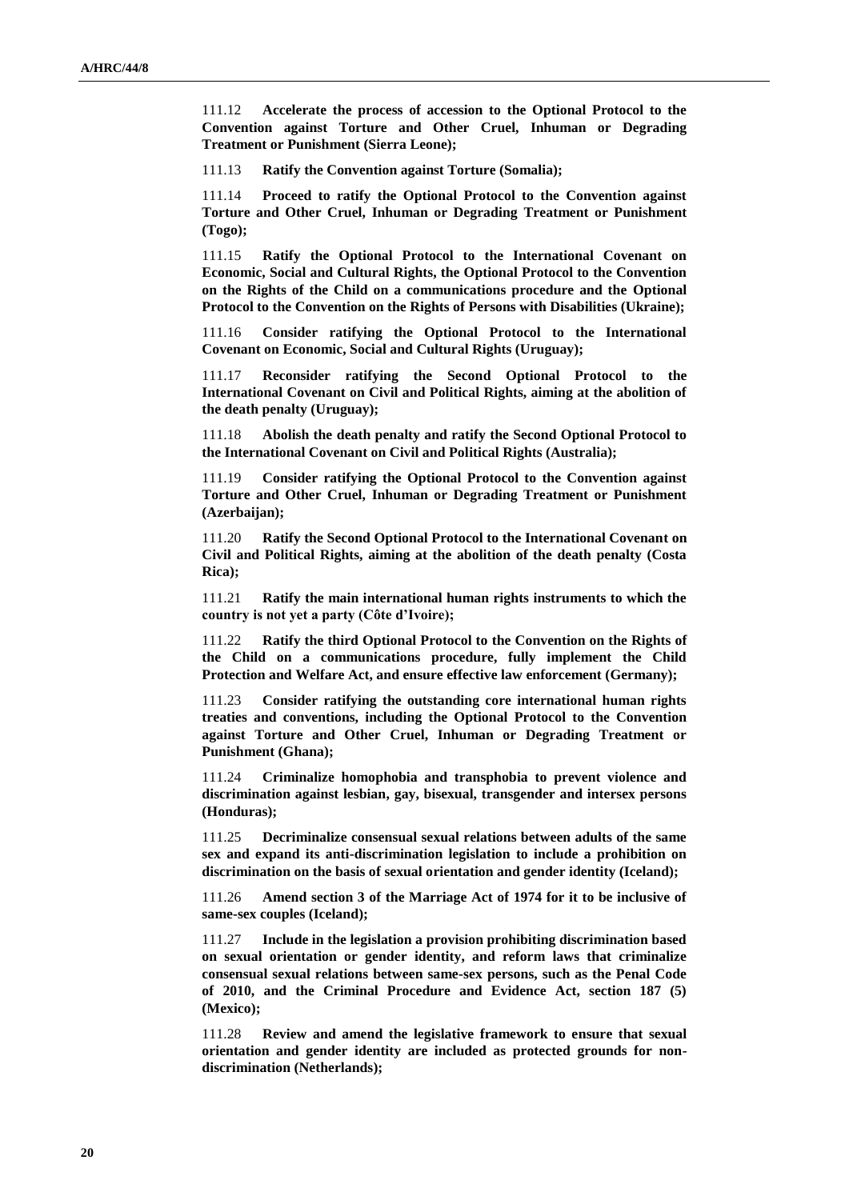111.12 **Accelerate the process of accession to the Optional Protocol to the Convention against Torture and Other Cruel, Inhuman or Degrading Treatment or Punishment (Sierra Leone);**

111.13 **Ratify the Convention against Torture (Somalia);**

111.14 **Proceed to ratify the Optional Protocol to the Convention against Torture and Other Cruel, Inhuman or Degrading Treatment or Punishment (Togo);**

111.15 **Ratify the Optional Protocol to the International Covenant on Economic, Social and Cultural Rights, the Optional Protocol to the Convention on the Rights of the Child on a communications procedure and the Optional Protocol to the Convention on the Rights of Persons with Disabilities (Ukraine);**

111.16 **Consider ratifying the Optional Protocol to the International Covenant on Economic, Social and Cultural Rights (Uruguay);**

111.17 **Reconsider ratifying the Second Optional Protocol to the International Covenant on Civil and Political Rights, aiming at the abolition of the death penalty (Uruguay);**

111.18 **Abolish the death penalty and ratify the Second Optional Protocol to the International Covenant on Civil and Political Rights (Australia);**

111.19 **Consider ratifying the Optional Protocol to the Convention against Torture and Other Cruel, Inhuman or Degrading Treatment or Punishment (Azerbaijan);**

111.20 **Ratify the Second Optional Protocol to the International Covenant on Civil and Political Rights, aiming at the abolition of the death penalty (Costa Rica);**

111.21 **Ratify the main international human rights instruments to which the country is not yet a party (Côte d'Ivoire);**

111.22 **Ratify the third Optional Protocol to the Convention on the Rights of the Child on a communications procedure, fully implement the Child Protection and Welfare Act, and ensure effective law enforcement (Germany);**

111.23 **Consider ratifying the outstanding core international human rights treaties and conventions, including the Optional Protocol to the Convention against Torture and Other Cruel, Inhuman or Degrading Treatment or Punishment (Ghana);**

111.24 **Criminalize homophobia and transphobia to prevent violence and discrimination against lesbian, gay, bisexual, transgender and intersex persons (Honduras);**

111.25 **Decriminalize consensual sexual relations between adults of the same sex and expand its anti-discrimination legislation to include a prohibition on discrimination on the basis of sexual orientation and gender identity (Iceland);**

111.26 **Amend section 3 of the Marriage Act of 1974 for it to be inclusive of same-sex couples (Iceland);**

111.27 **Include in the legislation a provision prohibiting discrimination based on sexual orientation or gender identity, and reform laws that criminalize consensual sexual relations between same-sex persons, such as the Penal Code of 2010, and the Criminal Procedure and Evidence Act, section 187 (5) (Mexico);**

111.28 **Review and amend the legislative framework to ensure that sexual orientation and gender identity are included as protected grounds for non-discrimination (Netherlands);**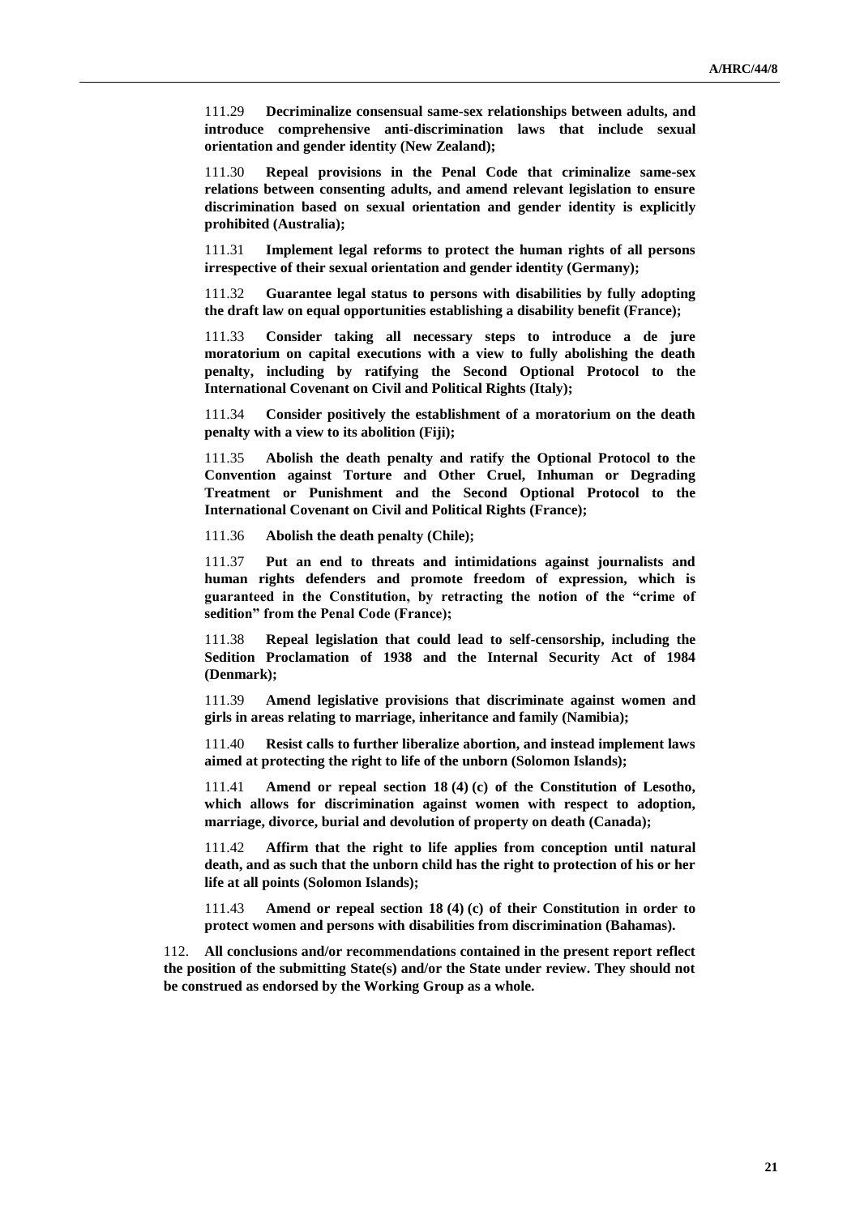111.29 **Decriminalize consensual same-sex relationships between adults, and introduce comprehensive anti-discrimination laws that include sexual orientation and gender identity (New Zealand);**

111.30 **Repeal provisions in the Penal Code that criminalize same-sex relations between consenting adults, and amend relevant legislation to ensure discrimination based on sexual orientation and gender identity is explicitly prohibited (Australia);**

111.31 **Implement legal reforms to protect the human rights of all persons irrespective of their sexual orientation and gender identity (Germany);**

111.32 **Guarantee legal status to persons with disabilities by fully adopting the draft law on equal opportunities establishing a disability benefit (France);**

111.33 **Consider taking all necessary steps to introduce a de jure moratorium on capital executions with a view to fully abolishing the death penalty, including by ratifying the Second Optional Protocol to the International Covenant on Civil and Political Rights (Italy);**

111.34 **Consider positively the establishment of a moratorium on the death penalty with a view to its abolition (Fiji);**

111.35 **Abolish the death penalty and ratify the Optional Protocol to the Convention against Torture and Other Cruel, Inhuman or Degrading Treatment or Punishment and the Second Optional Protocol to the International Covenant on Civil and Political Rights (France);**

111.36 **Abolish the death penalty (Chile);**

111.37 **Put an end to threats and intimidations against journalists and human rights defenders and promote freedom of expression, which is guaranteed in the Constitution, by retracting the notion of the "crime of sedition" from the Penal Code (France);**

111.38 **Repeal legislation that could lead to self-censorship, including the Sedition Proclamation of 1938 and the Internal Security Act of 1984 (Denmark);**

111.39 **Amend legislative provisions that discriminate against women and girls in areas relating to marriage, inheritance and family (Namibia);**

111.40 **Resist calls to further liberalize abortion, and instead implement laws aimed at protecting the right to life of the unborn (Solomon Islands);**

111.41 **Amend or repeal section 18 (4) (c) of the Constitution of Lesotho, which allows for discrimination against women with respect to adoption, marriage, divorce, burial and devolution of property on death (Canada);**

111.42 **Affirm that the right to life applies from conception until natural death, and as such that the unborn child has the right to protection of his or her life at all points (Solomon Islands);**

111.43 **Amend or repeal section 18 (4) (c) of their Constitution in order to protect women and persons with disabilities from discrimination (Bahamas).**

112. **All conclusions and/or recommendations contained in the present report reflect the position of the submitting State(s) and/or the State under review. They should not be construed as endorsed by the Working Group as a whole.**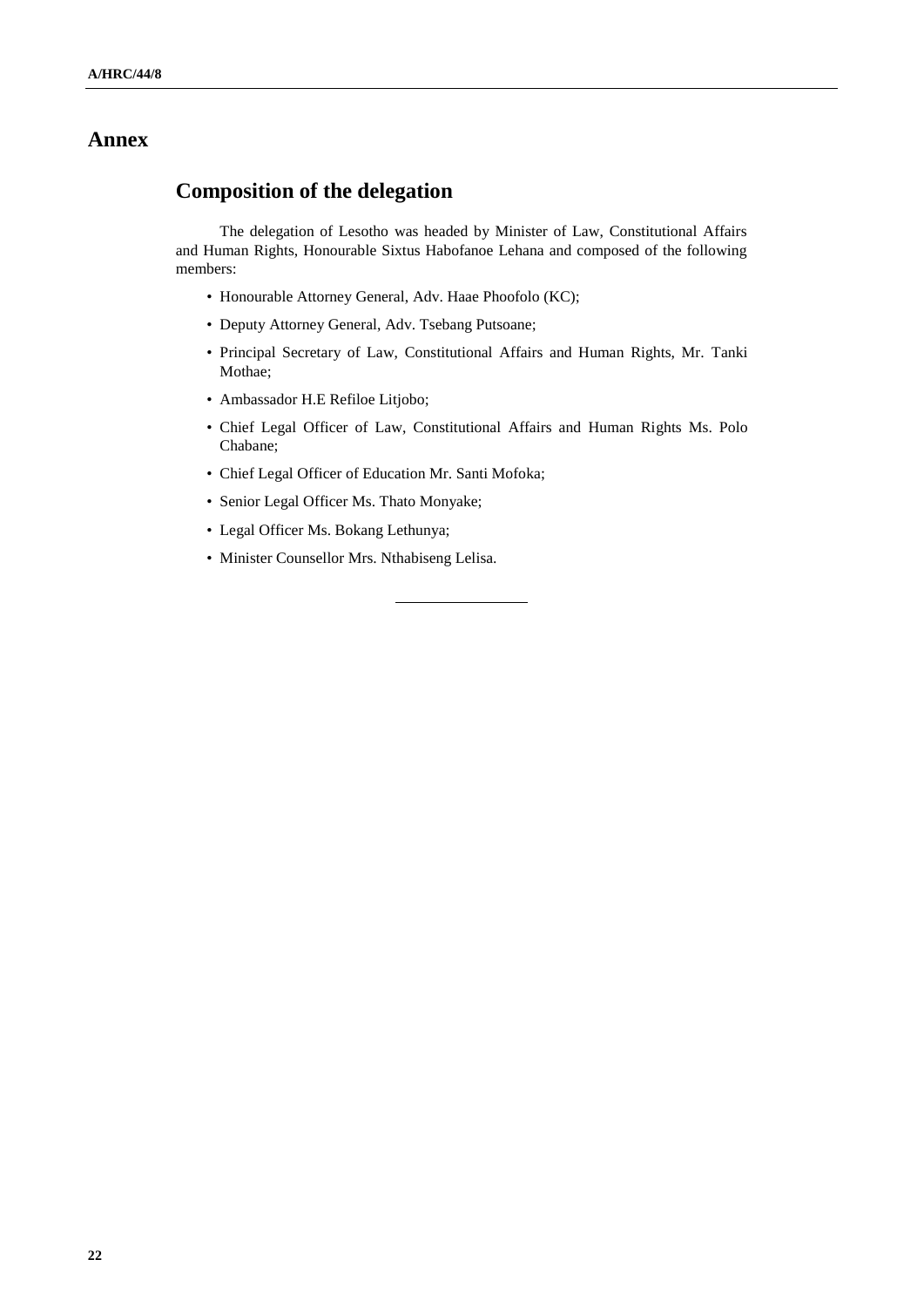# Annex

## Composition of the delegation

The delegation of Lesotho was headed by Minister of Law, Constitutional Affairs and Human Rights, Honourable Sixtus Habofanoe Lehana and composed of the following members:

- Honourable Attorney General, Adv. Haae Phoofolo (KC);
- Deputy Attorney General, Adv. Tsebang Putsoane;
- Principal Secretary of Law, Constitutional Affairs and Human Rights, Mr. Tanki Mothae;
- Ambassador H.E Refiloe Litjobo;
- Chief Legal Officer of Law, Constitutional Affairs and Human Rights Ms. Polo Chabane;
- Chief Legal Officer of Education Mr. Santi Mofoka;
- Senior Legal Officer Ms. Thato Monyake;
- Legal Officer Ms. Bokang Lethunya;
- Minister Counsellor Mrs. Nthabiseng Lelisa.